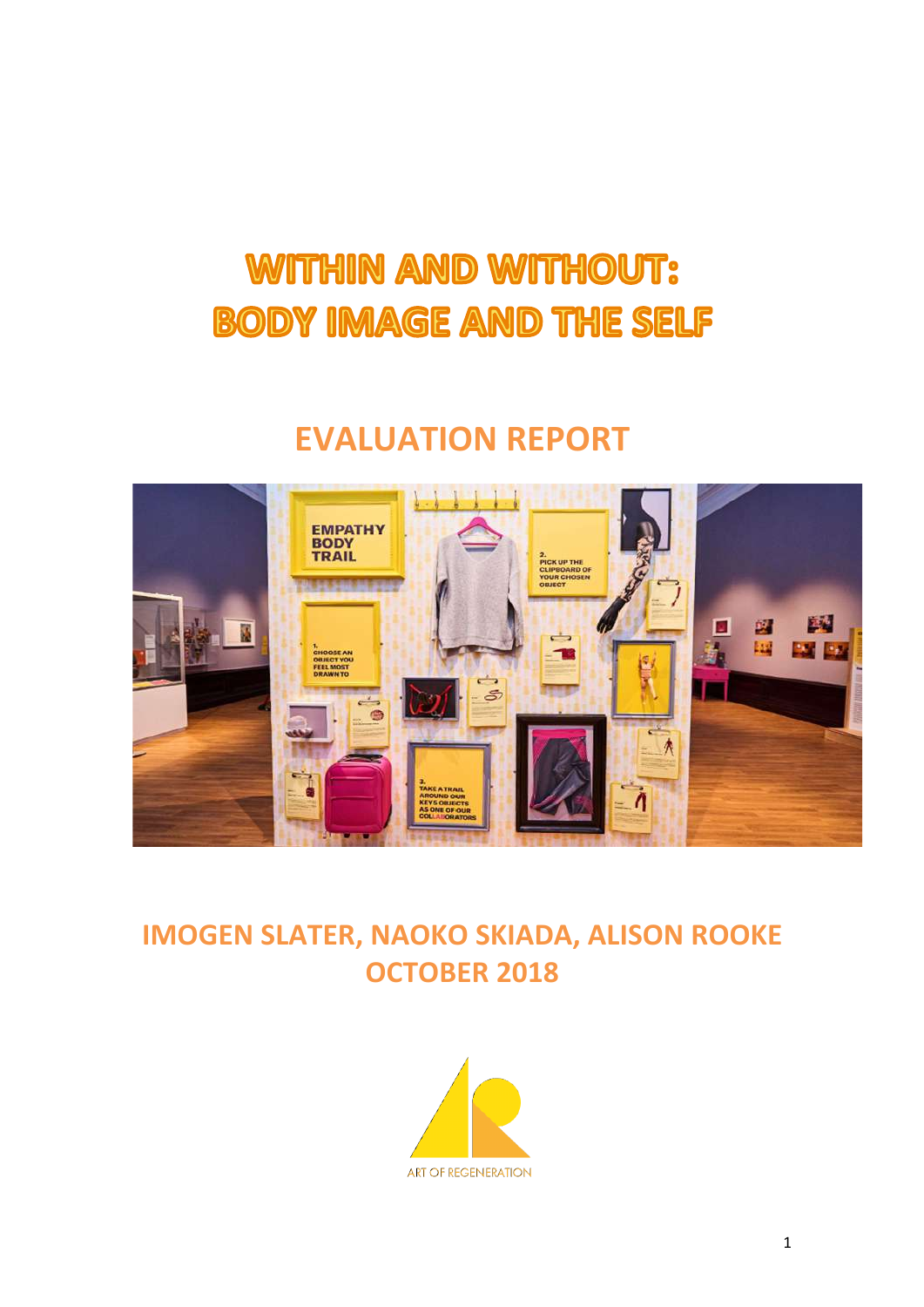# WITHIN AND WITHOUT: BODY IMAGE AND THE SELF

## EVALUATION REPORT

**IMOGEN SLATER, NAOKO SKIADA, ALISON ROOKE**
**OCTOBER 2018**

ART OF REGENERATION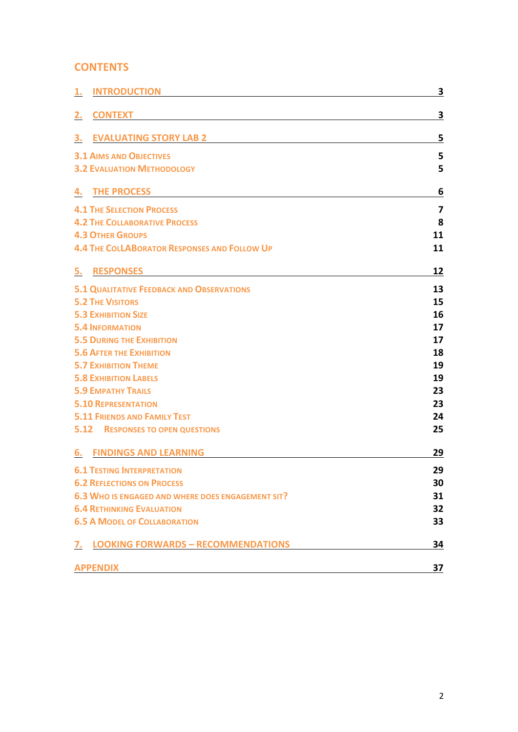## CONTENTS

| | |
|---|---|
| **1. INTRODUCTION** | **3** |
| **2. CONTEXT** | **3** |
| **3. EVALUATING STORY LAB 2** | **5** |
| 3.1 Aims and Objectives | 5 |
| 3.2 Evaluation Methodology | 5 |
| **4. THE PROCESS** | **6** |
| 4.1 The Selection Process | 7 |
| 4.2 The Collaborative Process | 8 |
| 4.3 Other Groups | 11 |
| 4.4 The ColLABorator Responses and Follow Up | 11 |
| **5. RESPONSES** | **12** |
| 5.1 Qualitative Feedback and Observations | 13 |
| 5.2 The Visitors | 15 |
| 5.3 Exhibition Size | 16 |
| 5.4 Information | 17 |
| 5.5 During the Exhibition | 17 |
| 5.6 After the Exhibition | 18 |
| 5.7 Exhibition Theme | 19 |
| 5.8 Exhibition Labels | 19 |
| 5.9 Empathy Trails | 23 |
| 5.10 Representation | 23 |
| 5.11 Friends and Family Test | 24 |
| 5.12 Responses to open questions | 25 |
| **6. FINDINGS AND LEARNING** | **29** |
| 6.1 Testing Interpretation | 29 |
| 6.2 Reflections on Process | 30 |
| 6.3 Who is engaged and where does engagement sit? | 31 |
| 6.4 Rethinking Evaluation | 32 |
| 6.5 A Model of Collaboration | 33 |
| **7. LOOKING FORWARDS – RECOMMENDATIONS** | **34** |
| **APPENDIX** | **37** |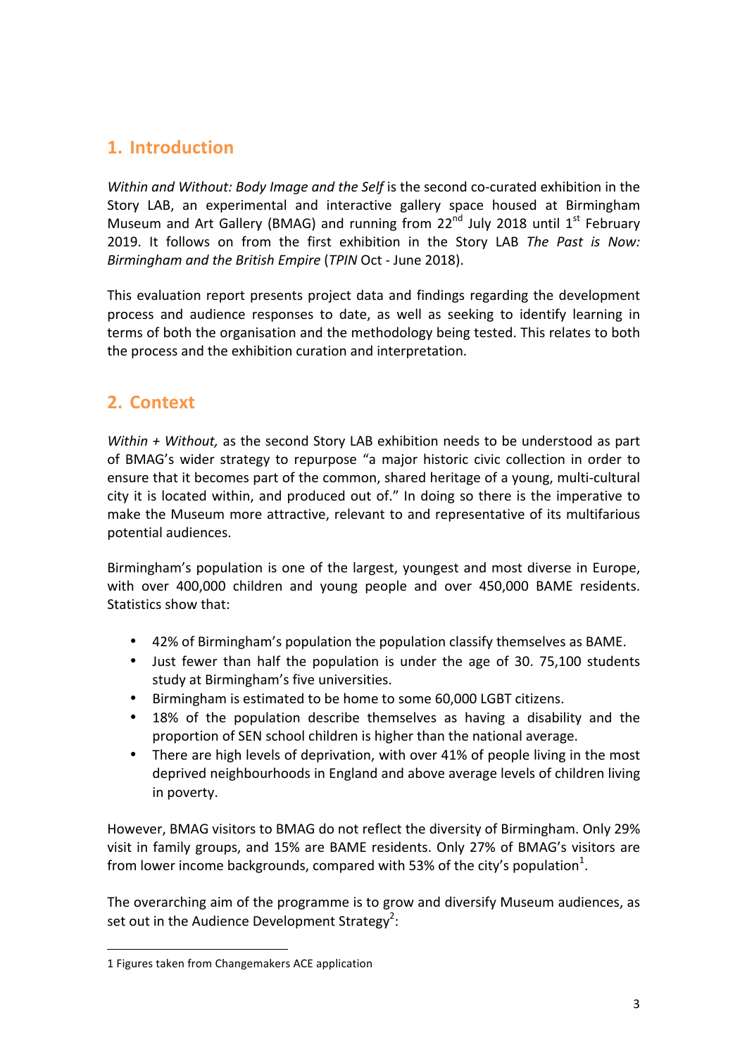## 1. Introduction

*Within and Without: Body Image and the Self* is the second co-curated exhibition in the Story LAB, an experimental and interactive gallery space housed at Birmingham Museum and Art Gallery (BMAG) and running from 22nd July 2018 until 1st February 2019. It follows on from the first exhibition in the Story LAB *The Past is Now: Birmingham and the British Empire* (*TPIN* Oct - June 2018).

This evaluation report presents project data and findings regarding the development process and audience responses to date, as well as seeking to identify learning in terms of both the organisation and the methodology being tested. This relates to both the process and the exhibition curation and interpretation.

## 2. Context

*Within + Without,* as the second Story LAB exhibition needs to be understood as part of BMAG's wider strategy to repurpose "a major historic civic collection in order to ensure that it becomes part of the common, shared heritage of a young, multi-cultural city it is located within, and produced out of." In doing so there is the imperative to make the Museum more attractive, relevant to and representative of its multifarious potential audiences.

Birmingham's population is one of the largest, youngest and most diverse in Europe, with over 400,000 children and young people and over 450,000 BAME residents. Statistics show that:

- 42% of Birmingham's population the population classify themselves as BAME.
- Just fewer than half the population is under the age of 30. 75,100 students study at Birmingham's five universities.
- Birmingham is estimated to be home to some 60,000 LGBT citizens.
- 18% of the population describe themselves as having a disability and the proportion of SEN school children is higher than the national average.
- There are high levels of deprivation, with over 41% of people living in the most deprived neighbourhoods in England and above average levels of children living in poverty.

However, BMAG visitors to BMAG do not reflect the diversity of Birmingham. Only 29% visit in family groups, and 15% are BAME residents. Only 27% of BMAG's visitors are from lower income backgrounds, compared with 53% of the city's population[1].

The overarching aim of the programme is to grow and diversify Museum audiences, as set out in the Audience Development Strategy[2]:

1 Figures taken from Changemakers ACE application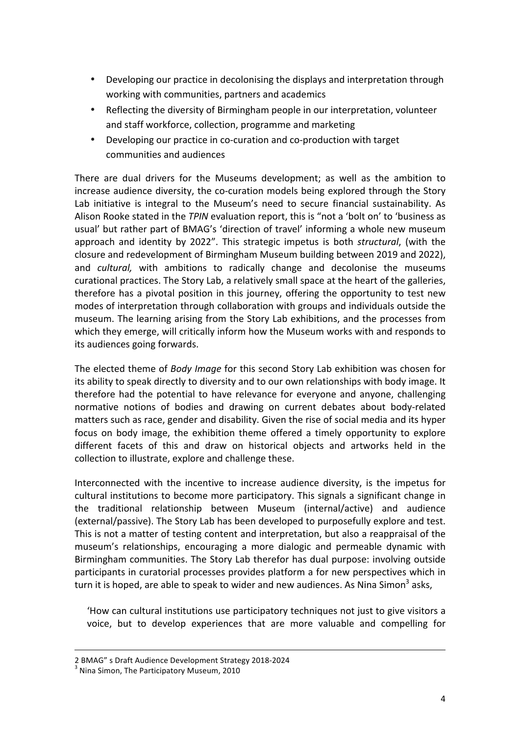- Developing our practice in decolonising the displays and interpretation through working with communities, partners and academics
- Reflecting the diversity of Birmingham people in our interpretation, volunteer and staff workforce, collection, programme and marketing
- Developing our practice in co-curation and co-production with target communities and audiences

There are dual drivers for the Museums development; as well as the ambition to increase audience diversity, the co-curation models being explored through the Story Lab initiative is integral to the Museum's need to secure financial sustainability. As Alison Rooke stated in the *TPIN* evaluation report, this is "not a 'bolt on' to 'business as usual' but rather part of BMAG's 'direction of travel' informing a whole new museum approach and identity by 2022". This strategic impetus is both *structural*, (with the closure and redevelopment of Birmingham Museum building between 2019 and 2022), and *cultural,* with ambitions to radically change and decolonise the museums curational practices. The Story Lab, a relatively small space at the heart of the galleries, therefore has a pivotal position in this journey, offering the opportunity to test new modes of interpretation through collaboration with groups and individuals outside the museum. The learning arising from the Story Lab exhibitions, and the processes from which they emerge, will critically inform how the Museum works with and responds to its audiences going forwards.

The elected theme of *Body Image* for this second Story Lab exhibition was chosen for its ability to speak directly to diversity and to our own relationships with body image. It therefore had the potential to have relevance for everyone and anyone, challenging normative notions of bodies and drawing on current debates about body-related matters such as race, gender and disability. Given the rise of social media and its hyper focus on body image, the exhibition theme offered a timely opportunity to explore different facets of this and draw on historical objects and artworks held in the collection to illustrate, explore and challenge these.

Interconnected with the incentive to increase audience diversity, is the impetus for cultural institutions to become more participatory. This signals a significant change in the traditional relationship between Museum (internal/active) and audience (external/passive). The Story Lab has been developed to purposefully explore and test. This is not a matter of testing content and interpretation, but also a reappraisal of the museum's relationships, encouraging a more dialogic and permeable dynamic with Birmingham communities. The Story Lab therefor has dual purpose: involving outside participants in curatorial processes provides platform a for new perspectives which in turn it is hoped, are able to speak to wider and new audiences. As Nina Simon[3] asks,

> 'How can cultural institutions use participatory techniques not just to give visitors a voice, but to develop experiences that are more valuable and compelling for

---

2 BMAG" s Draft Audience Development Strategy 2018-2024

[3] Nina Simon, The Participatory Museum, 2010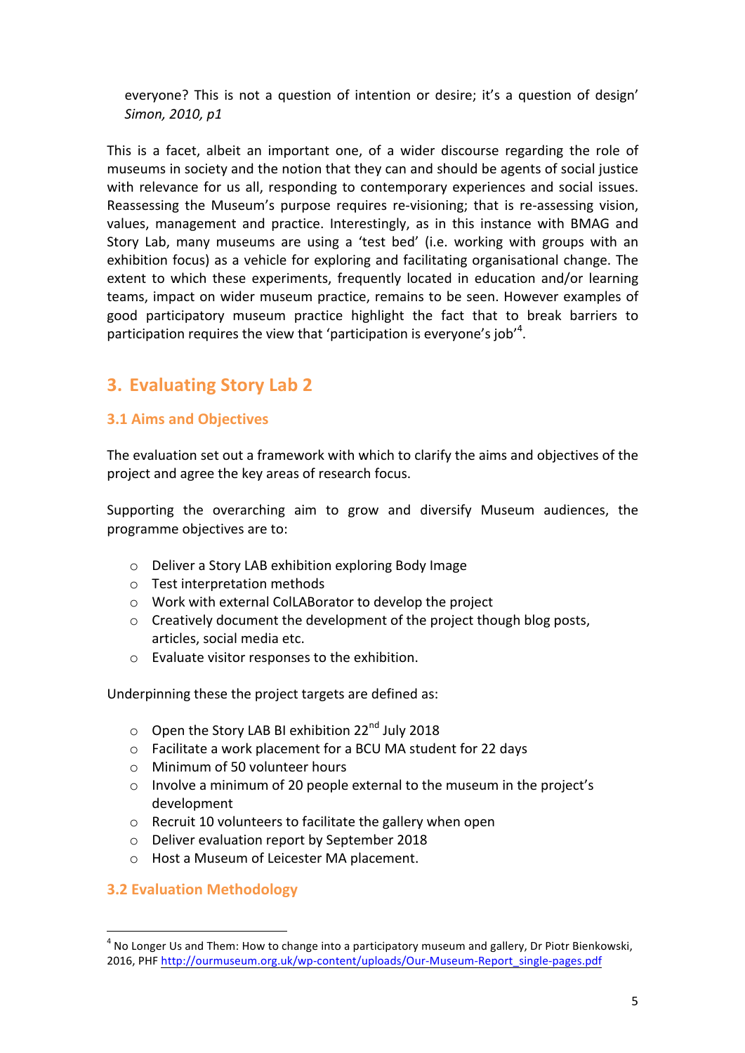everyone? This is not a question of intention or desire; it's a question of design' *Simon, 2010, p1*

This is a facet, albeit an important one, of a wider discourse regarding the role of museums in society and the notion that they can and should be agents of social justice with relevance for us all, responding to contemporary experiences and social issues. Reassessing the Museum's purpose requires re-visioning; that is re-assessing vision, values, management and practice. Interestingly, as in this instance with BMAG and Story Lab, many museums are using a 'test bed' (i.e. working with groups with an exhibition focus) as a vehicle for exploring and facilitating organisational change. The extent to which these experiments, frequently located in education and/or learning teams, impact on wider museum practice, remains to be seen. However examples of good participatory museum practice highlight the fact that to break barriers to participation requires the view that 'participation is everyone's job'[4].

## 3. Evaluating Story Lab 2

### 3.1 Aims and Objectives

The evaluation set out a framework with which to clarify the aims and objectives of the project and agree the key areas of research focus.

Supporting the overarching aim to grow and diversify Museum audiences, the programme objectives are to:

- Deliver a Story LAB exhibition exploring Body Image
- Test interpretation methods
- Work with external ColLABorator to develop the project
- Creatively document the development of the project though blog posts, articles, social media etc.
- Evaluate visitor responses to the exhibition.

Underpinning these the project targets are defined as:

- Open the Story LAB BI exhibition 22nd July 2018
- Facilitate a work placement for a BCU MA student for 22 days
- Minimum of 50 volunteer hours
- Involve a minimum of 20 people external to the museum in the project's development
- Recruit 10 volunteers to facilitate the gallery when open
- Deliver evaluation report by September 2018
- Host a Museum of Leicester MA placement.

### 3.2 Evaluation Methodology

[4] No Longer Us and Them: How to change into a participatory museum and gallery, Dr Piotr Bienkowski, 2016, PHF http://ourmuseum.org.uk/wp-content/uploads/Our-Museum-Report_single-pages.pdf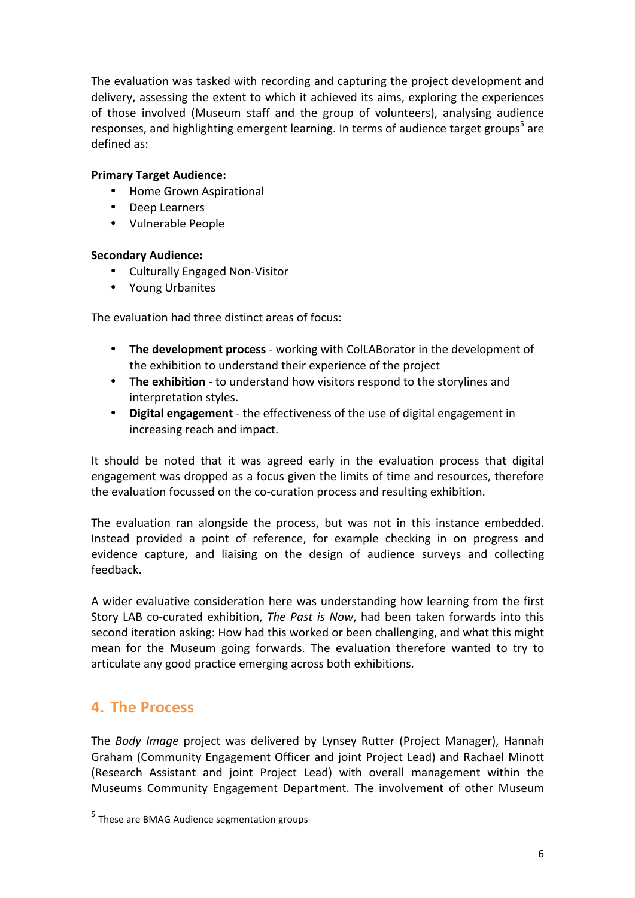The evaluation was tasked with recording and capturing the project development and delivery, assessing the extent to which it achieved its aims, exploring the experiences of those involved (Museum staff and the group of volunteers), analysing audience responses, and highlighting emergent learning. In terms of audience target groups[5] are defined as:

**Primary Target Audience:**

- Home Grown Aspirational
- Deep Learners
- Vulnerable People

**Secondary Audience:**

- Culturally Engaged Non-Visitor
- Young Urbanites

The evaluation had three distinct areas of focus:

- **The development process** - working with ColLABorator in the development of the exhibition to understand their experience of the project
- **The exhibition** - to understand how visitors respond to the storylines and interpretation styles.
- **Digital engagement** - the effectiveness of the use of digital engagement in increasing reach and impact.

It should be noted that it was agreed early in the evaluation process that digital engagement was dropped as a focus given the limits of time and resources, therefore the evaluation focussed on the co-curation process and resulting exhibition.

The evaluation ran alongside the process, but was not in this instance embedded. Instead provided a point of reference, for example checking in on progress and evidence capture, and liaising on the design of audience surveys and collecting feedback.

A wider evaluative consideration here was understanding how learning from the first Story LAB co-curated exhibition, *The Past is Now*, had been taken forwards into this second iteration asking: How had this worked or been challenging, and what this might mean for the Museum going forwards. The evaluation therefore wanted to try to articulate any good practice emerging across both exhibitions.

## 4. The Process

The *Body Image* project was delivered by Lynsey Rutter (Project Manager), Hannah Graham (Community Engagement Officer and joint Project Lead) and Rachael Minott (Research Assistant and joint Project Lead) with overall management within the Museums Community Engagement Department. The involvement of other Museum

[5] These are BMAG Audience segmentation groups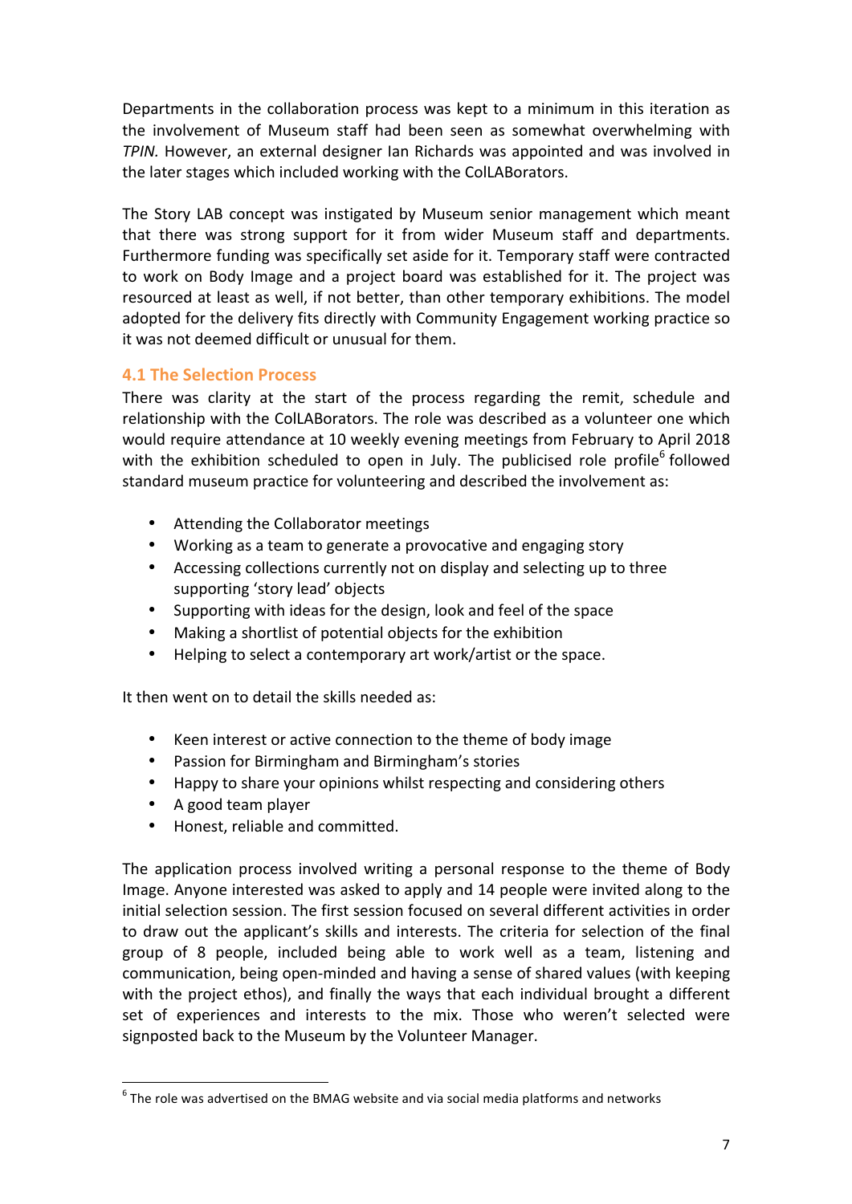Departments in the collaboration process was kept to a minimum in this iteration as the involvement of Museum staff had been seen as somewhat overwhelming with *TPIN*. However, an external designer Ian Richards was appointed and was involved in the later stages which included working with the ColLABorators.

The Story LAB concept was instigated by Museum senior management which meant that there was strong support for it from wider Museum staff and departments. Furthermore funding was specifically set aside for it. Temporary staff were contracted to work on Body Image and a project board was established for it. The project was resourced at least as well, if not better, than other temporary exhibitions. The model adopted for the delivery fits directly with Community Engagement working practice so it was not deemed difficult or unusual for them.

### 4.1 The Selection Process

There was clarity at the start of the process regarding the remit, schedule and relationship with the ColLABorators. The role was described as a volunteer one which would require attendance at 10 weekly evening meetings from February to April 2018 with the exhibition scheduled to open in July. The publicised role profile[6] followed standard museum practice for volunteering and described the involvement as:

- Attending the Collaborator meetings
- Working as a team to generate a provocative and engaging story
- Accessing collections currently not on display and selecting up to three supporting 'story lead' objects
- Supporting with ideas for the design, look and feel of the space
- Making a shortlist of potential objects for the exhibition
- Helping to select a contemporary art work/artist or the space.

It then went on to detail the skills needed as:

- Keen interest or active connection to the theme of body image
- Passion for Birmingham and Birmingham's stories
- Happy to share your opinions whilst respecting and considering others
- A good team player
- Honest, reliable and committed.

The application process involved writing a personal response to the theme of Body Image. Anyone interested was asked to apply and 14 people were invited along to the initial selection session. The first session focused on several different activities in order to draw out the applicant's skills and interests. The criteria for selection of the final group of 8 people, included being able to work well as a team, listening and communication, being open-minded and having a sense of shared values (with keeping with the project ethos), and finally the ways that each individual brought a different set of experiences and interests to the mix. Those who weren't selected were signposted back to the Museum by the Volunteer Manager.

[6] The role was advertised on the BMAG website and via social media platforms and networks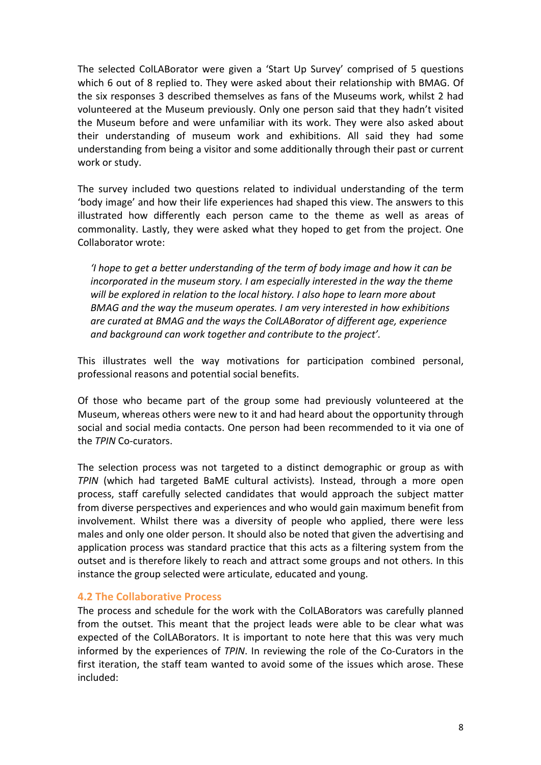The selected ColLABorator were given a 'Start Up Survey' comprised of 5 questions which 6 out of 8 replied to. They were asked about their relationship with BMAG. Of the six responses 3 described themselves as fans of the Museums work, whilst 2 had volunteered at the Museum previously. Only one person said that they hadn't visited the Museum before and were unfamiliar with its work. They were also asked about their understanding of museum work and exhibitions. All said they had some understanding from being a visitor and some additionally through their past or current work or study.

The survey included two questions related to individual understanding of the term 'body image' and how their life experiences had shaped this view. The answers to this illustrated how differently each person came to the theme as well as areas of commonality. Lastly, they were asked what they hoped to get from the project. One Collaborator wrote:

> *'I hope to get a better understanding of the term of body image and how it can be incorporated in the museum story. I am especially interested in the way the theme will be explored in relation to the local history. I also hope to learn more about BMAG and the way the museum operates. I am very interested in how exhibitions are curated at BMAG and the ways the ColLABorator of different age, experience and background can work together and contribute to the project'.*

This illustrates well the way motivations for participation combined personal, professional reasons and potential social benefits.

Of those who became part of the group some had previously volunteered at the Museum, whereas others were new to it and had heard about the opportunity through social and social media contacts. One person had been recommended to it via one of the *TPIN* Co-curators.

The selection process was not targeted to a distinct demographic or group as with *TPIN* (which had targeted BaME cultural activists). Instead, through a more open process, staff carefully selected candidates that would approach the subject matter from diverse perspectives and experiences and who would gain maximum benefit from involvement. Whilst there was a diversity of people who applied, there were less males and only one older person. It should also be noted that given the advertising and application process was standard practice that this acts as a filtering system from the outset and is therefore likely to reach and attract some groups and not others. In this instance the group selected were articulate, educated and young.

### 4.2 The Collaborative Process

The process and schedule for the work with the ColLABorators was carefully planned from the outset. This meant that the project leads were able to be clear what was expected of the ColLABorators. It is important to note here that this was very much informed by the experiences of *TPIN*. In reviewing the role of the Co-Curators in the first iteration, the staff team wanted to avoid some of the issues which arose. These included: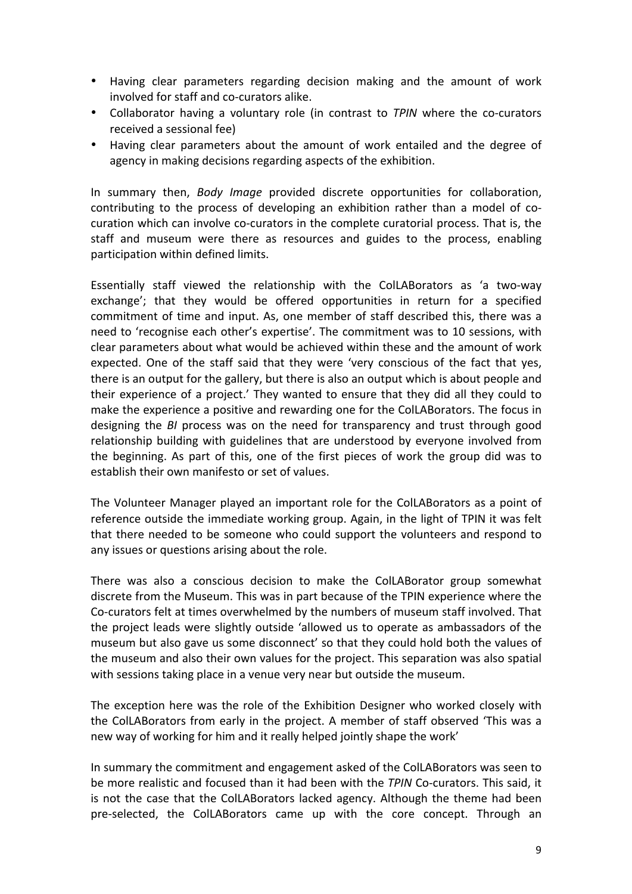- Having clear parameters regarding decision making and the amount of work involved for staff and co-curators alike.
- Collaborator having a voluntary role (in contrast to *TPIN* where the co-curators received a sessional fee)
- Having clear parameters about the amount of work entailed and the degree of agency in making decisions regarding aspects of the exhibition.

In summary then, *Body Image* provided discrete opportunities for collaboration, contributing to the process of developing an exhibition rather than a model of co-curation which can involve co-curators in the complete curatorial process. That is, the staff and museum were there as resources and guides to the process, enabling participation within defined limits.

Essentially staff viewed the relationship with the ColLABorators as 'a two-way exchange'; that they would be offered opportunities in return for a specified commitment of time and input. As, one member of staff described this, there was a need to 'recognise each other's expertise'. The commitment was to 10 sessions, with clear parameters about what would be achieved within these and the amount of work expected. One of the staff said that they were 'very conscious of the fact that yes, there is an output for the gallery, but there is also an output which is about people and their experience of a project.' They wanted to ensure that they did all they could to make the experience a positive and rewarding one for the ColLABorators. The focus in designing the *BI* process was on the need for transparency and trust through good relationship building with guidelines that are understood by everyone involved from the beginning. As part of this, one of the first pieces of work the group did was to establish their own manifesto or set of values.

The Volunteer Manager played an important role for the ColLABorators as a point of reference outside the immediate working group. Again, in the light of TPIN it was felt that there needed to be someone who could support the volunteers and respond to any issues or questions arising about the role.

There was also a conscious decision to make the ColLABorator group somewhat discrete from the Museum. This was in part because of the TPIN experience where the Co-curators felt at times overwhelmed by the numbers of museum staff involved. That the project leads were slightly outside 'allowed us to operate as ambassadors of the museum but also gave us some disconnect' so that they could hold both the values of the museum and also their own values for the project. This separation was also spatial with sessions taking place in a venue very near but outside the museum.

The exception here was the role of the Exhibition Designer who worked closely with the ColLABorators from early in the project. A member of staff observed 'This was a new way of working for him and it really helped jointly shape the work'

In summary the commitment and engagement asked of the ColLABorators was seen to be more realistic and focused than it had been with the *TPIN* Co-curators. This said, it is not the case that the ColLABorators lacked agency. Although the theme had been pre-selected, the ColLABorators came up with the core concept. Through an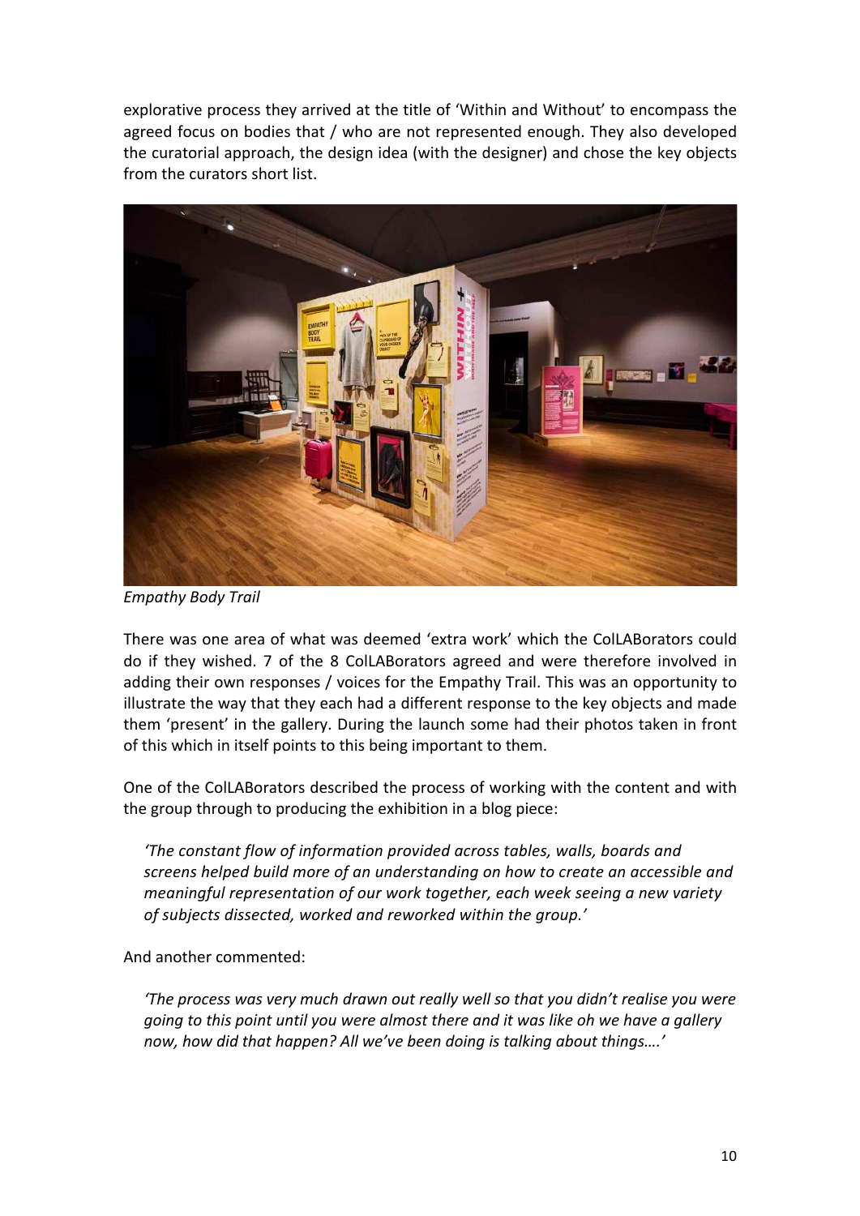explorative process they arrived at the title of 'Within and Without' to encompass the agreed focus on bodies that / who are not represented enough. They also developed the curatorial approach, the design idea (with the designer) and chose the key objects from the curators short list.

*Empathy Body Trail*

There was one area of what was deemed 'extra work' which the ColLABorators could do if they wished. 7 of the 8 ColLABorators agreed and were therefore involved in adding their own responses / voices for the Empathy Trail. This was an opportunity to illustrate the way that they each had a different response to the key objects and made them 'present' in the gallery. During the launch some had their photos taken in front of this which in itself points to this being important to them.

One of the ColLABorators described the process of working with the content and with the group through to producing the exhibition in a blog piece:

> *'The constant flow of information provided across tables, walls, boards and screens helped build more of an understanding on how to create an accessible and meaningful representation of our work together, each week seeing a new variety of subjects dissected, worked and reworked within the group.'*

And another commented:

> *'The process was very much drawn out really well so that you didn't realise you were going to this point until you were almost there and it was like oh we have a gallery now, how did that happen? All we've been doing is talking about things….'*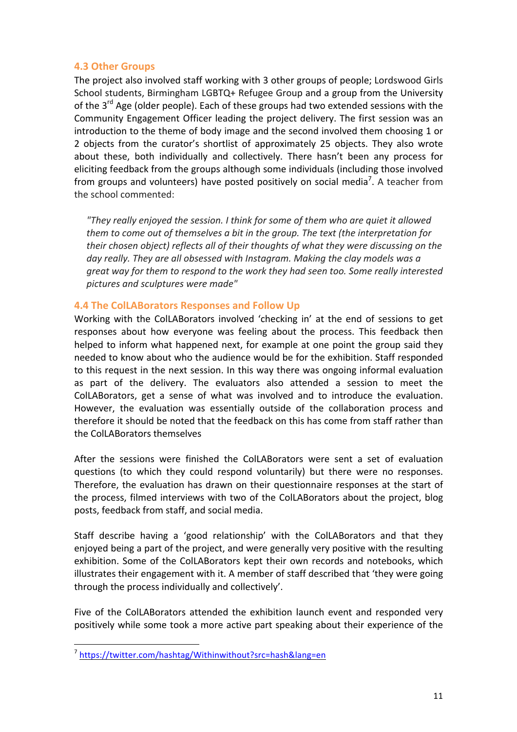### 4.3 Other Groups

The project also involved staff working with 3 other groups of people; Lordswood Girls School students, Birmingham LGBTQ+ Refugee Group and a group from the University of the 3rd Age (older people). Each of these groups had two extended sessions with the Community Engagement Officer leading the project delivery. The first session was an introduction to the theme of body image and the second involved them choosing 1 or 2 objects from the curator's shortlist of approximately 25 objects. They also wrote about these, both individually and collectively. There hasn't been any process for eliciting feedback from the groups although some individuals (including those involved from groups and volunteers) have posted positively on social media[7]. A teacher from the school commented:

> *"They really enjoyed the session. I think for some of them who are quiet it allowed them to come out of themselves a bit in the group. The text (the interpretation for their chosen object) reflects all of their thoughts of what they were discussing on the day really. They are all obsessed with Instagram. Making the clay models was a great way for them to respond to the work they had seen too. Some really interested pictures and sculptures were made"*

### 4.4 The ColLABorators Responses and Follow Up

Working with the ColLABorators involved 'checking in' at the end of sessions to get responses about how everyone was feeling about the process. This feedback then helped to inform what happened next, for example at one point the group said they needed to know about who the audience would be for the exhibition. Staff responded to this request in the next session. In this way there was ongoing informal evaluation as part of the delivery. The evaluators also attended a session to meet the ColLABorators, get a sense of what was involved and to introduce the evaluation. However, the evaluation was essentially outside of the collaboration process and therefore it should be noted that the feedback on this has come from staff rather than the ColLABorators themselves

After the sessions were finished the ColLABorators were sent a set of evaluation questions (to which they could respond voluntarily) but there were no responses. Therefore, the evaluation has drawn on their questionnaire responses at the start of the process, filmed interviews with two of the ColLABorators about the project, blog posts, feedback from staff, and social media.

Staff describe having a 'good relationship' with the ColLABorators and that they enjoyed being a part of the project, and were generally very positive with the resulting exhibition. Some of the ColLABorators kept their own records and notebooks, which illustrates their engagement with it. A member of staff described that 'they were going through the process individually and collectively'.

Five of the ColLABorators attended the exhibition launch event and responded very positively while some took a more active part speaking about their experience of the

[7] https://twitter.com/hashtag/Withinwithout?src=hash&lang=en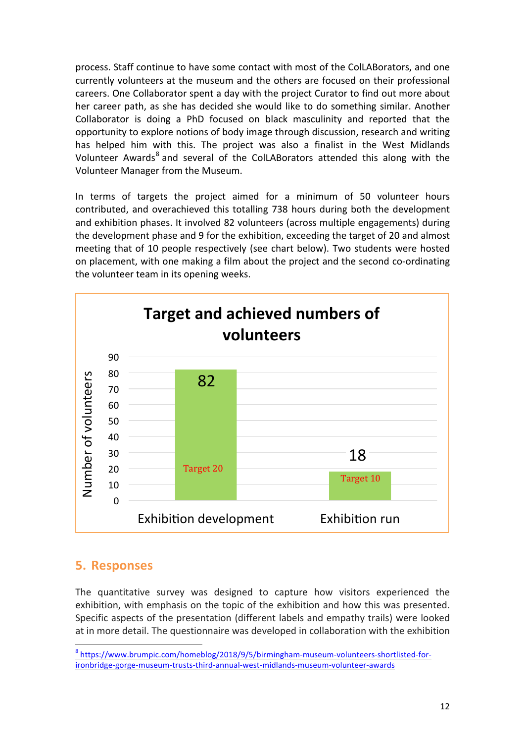process. Staff continue to have some contact with most of the ColLABorators, and one currently volunteers at the museum and the others are focused on their professional careers. One Collaborator spent a day with the project Curator to find out more about her career path, as she has decided she would like to do something similar. Another Collaborator is doing a PhD focused on black masculinity and reported that the opportunity to explore notions of body image through discussion, research and writing has helped him with this. The project was also a finalist in the West Midlands Volunteer Awards[8] and several of the ColLABorators attended this along with the Volunteer Manager from the Museum.

In terms of targets the project aimed for a minimum of 50 volunteer hours contributed, and overachieved this totalling 738 hours during both the development and exhibition phases. It involved 82 volunteers (across multiple engagements) during the development phase and 9 for the exhibition, exceeding the target of 20 and almost meeting that of 10 people respectively (see chart below). Two students were hosted on placement, with one making a film about the project and the second co-ordinating the volunteer team in its opening weeks.

**Target and achieved numbers of volunteers**

| | Achieved | Target |
|---|---|---|
| Exhibition development | 82 | 20 |
| Exhibition run | 18 | 10 |

## 5. Responses

The quantitative survey was designed to capture how visitors experienced the exhibition, with emphasis on the topic of the exhibition and how this was presented. Specific aspects of the presentation (different labels and empathy trails) were looked at in more detail. The questionnaire was developed in collaboration with the exhibition

[8] https://www.brumpic.com/homeblog/2018/9/5/birmingham-museum-volunteers-shortlisted-for-ironbridge-gorge-museum-trusts-third-annual-west-midlands-museum-volunteer-awards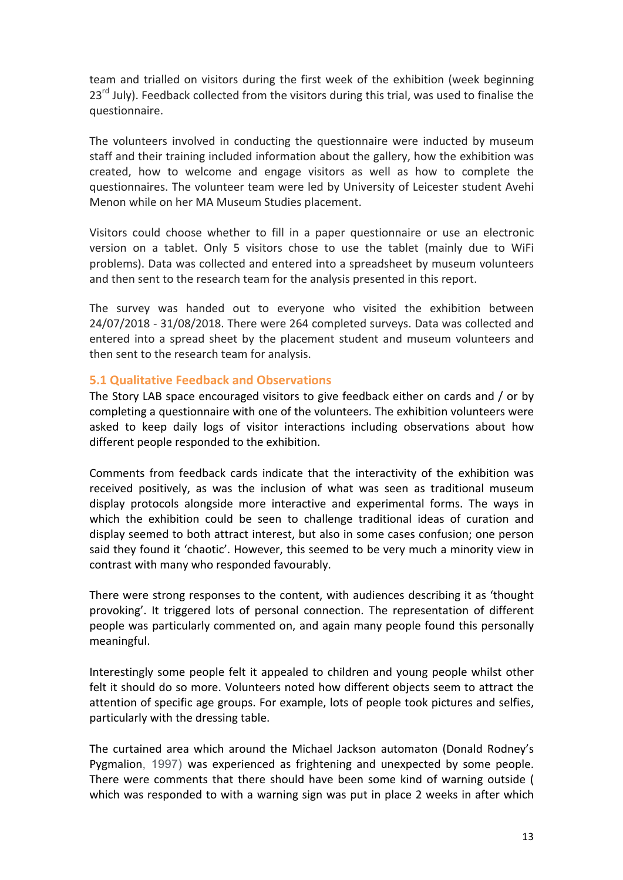team and trialled on visitors during the first week of the exhibition (week beginning 23rd July). Feedback collected from the visitors during this trial, was used to finalise the questionnaire.

The volunteers involved in conducting the questionnaire were inducted by museum staff and their training included information about the gallery, how the exhibition was created, how to welcome and engage visitors as well as how to complete the questionnaires. The volunteer team were led by University of Leicester student Avehi Menon while on her MA Museum Studies placement.

Visitors could choose whether to fill in a paper questionnaire or use an electronic version on a tablet. Only 5 visitors chose to use the tablet (mainly due to WiFi problems). Data was collected and entered into a spreadsheet by museum volunteers and then sent to the research team for the analysis presented in this report.

The survey was handed out to everyone who visited the exhibition between 24/07/2018 - 31/08/2018. There were 264 completed surveys. Data was collected and entered into a spread sheet by the placement student and museum volunteers and then sent to the research team for analysis.

### 5.1 Qualitative Feedback and Observations

The Story LAB space encouraged visitors to give feedback either on cards and / or by completing a questionnaire with one of the volunteers. The exhibition volunteers were asked to keep daily logs of visitor interactions including observations about how different people responded to the exhibition.

Comments from feedback cards indicate that the interactivity of the exhibition was received positively, as was the inclusion of what was seen as traditional museum display protocols alongside more interactive and experimental forms. The ways in which the exhibition could be seen to challenge traditional ideas of curation and display seemed to both attract interest, but also in some cases confusion; one person said they found it 'chaotic'. However, this seemed to be very much a minority view in contrast with many who responded favourably.

There were strong responses to the content, with audiences describing it as 'thought provoking'. It triggered lots of personal connection. The representation of different people was particularly commented on, and again many people found this personally meaningful.

Interestingly some people felt it appealed to children and young people whilst other felt it should do so more. Volunteers noted how different objects seem to attract the attention of specific age groups. For example, lots of people took pictures and selfies, particularly with the dressing table.

The curtained area which around the Michael Jackson automaton (Donald Rodney's Pygmalion, 1997) was experienced as frightening and unexpected by some people. There were comments that there should have been some kind of warning outside ( which was responded to with a warning sign was put in place 2 weeks in after which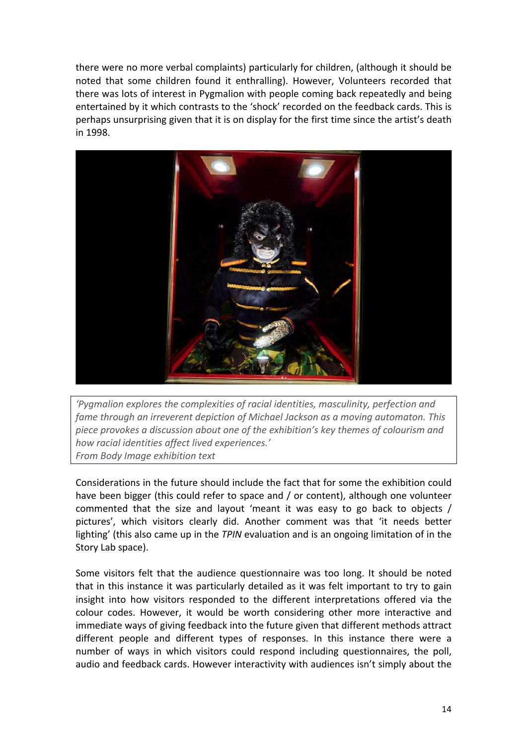there were no more verbal complaints) particularly for children, (although it should be noted that some children found it enthralling). However, Volunteers recorded that there was lots of interest in Pygmalion with people coming back repeatedly and being entertained by it which contrasts to the 'shock' recorded on the feedback cards. This is perhaps unsurprising given that it is on display for the first time since the artist's death in 1998.

*'Pygmalion explores the complexities of racial identities, masculinity, perfection and fame through an irreverent depiction of Michael Jackson as a moving automaton. This piece provokes a discussion about one of the exhibition's key themes of colourism and how racial identities affect lived experiences.'*
*From Body Image exhibition text*

Considerations in the future should include the fact that for some the exhibition could have been bigger (this could refer to space and / or content), although one volunteer commented that the size and layout 'meant it was easy to go back to objects / pictures', which visitors clearly did. Another comment was that 'it needs better lighting' (this also came up in the *TPIN* evaluation and is an ongoing limitation of in the Story Lab space).

Some visitors felt that the audience questionnaire was too long. It should be noted that in this instance it was particularly detailed as it was felt important to try to gain insight into how visitors responded to the different interpretations offered via the colour codes. However, it would be worth considering other more interactive and immediate ways of giving feedback into the future given that different methods attract different people and different types of responses. In this instance there were a number of ways in which visitors could respond including questionnaires, the poll, audio and feedback cards. However interactivity with audiences isn't simply about the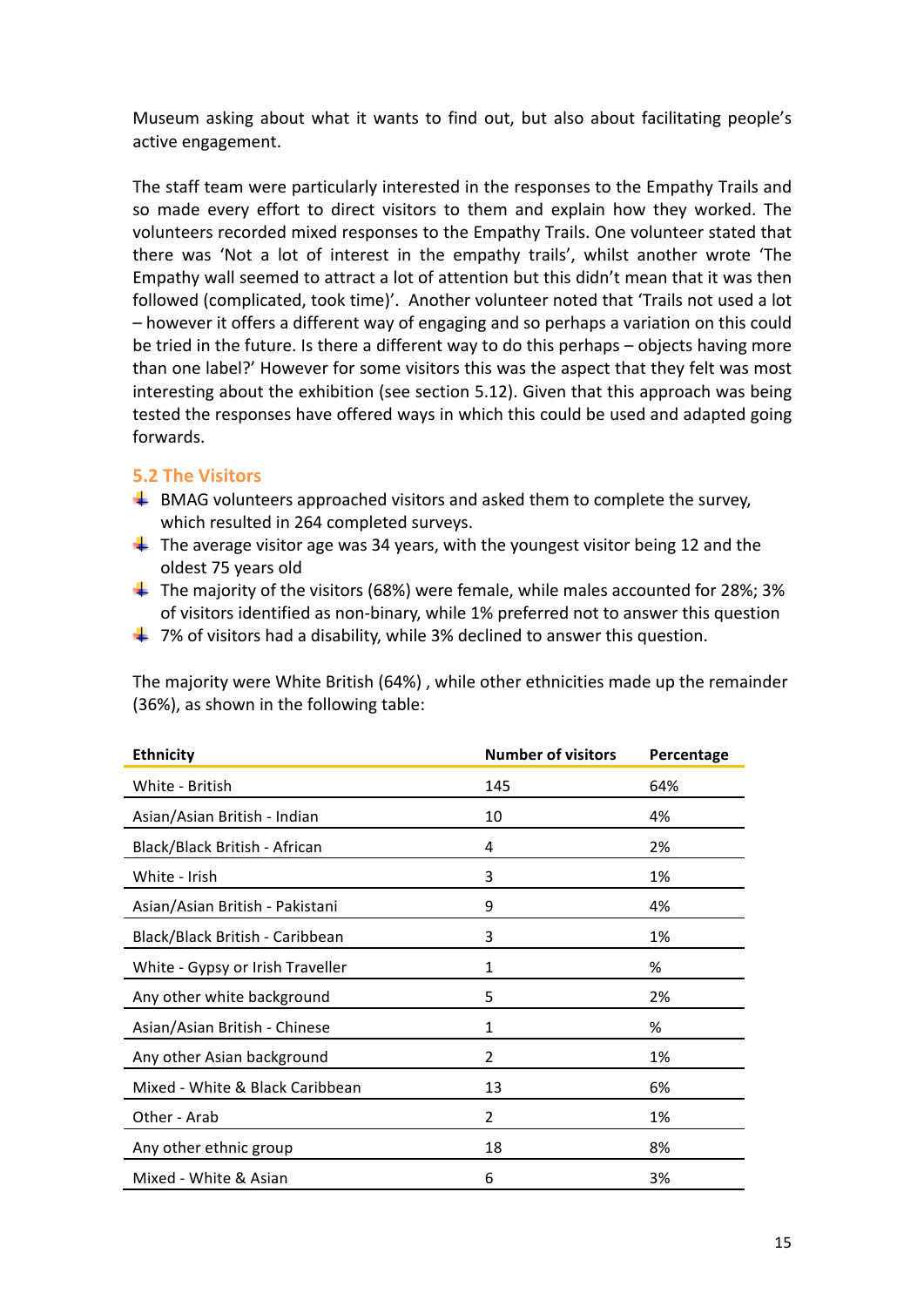Museum asking about what it wants to find out, but also about facilitating people's active engagement.

The staff team were particularly interested in the responses to the Empathy Trails and so made every effort to direct visitors to them and explain how they worked. The volunteers recorded mixed responses to the Empathy Trails. One volunteer stated that there was 'Not a lot of interest in the empathy trails', whilst another wrote 'The Empathy wall seemed to attract a lot of attention but this didn't mean that it was then followed (complicated, took time)'. Another volunteer noted that 'Trails not used a lot – however it offers a different way of engaging and so perhaps a variation on this could be tried in the future. Is there a different way to do this perhaps – objects having more than one label?' However for some visitors this was the aspect that they felt was most interesting about the exhibition (see section 5.12). Given that this approach was being tested the responses have offered ways in which this could be used and adapted going forwards.

## 5.2 The Visitors

- BMAG volunteers approached visitors and asked them to complete the survey, which resulted in 264 completed surveys.
- The average visitor age was 34 years, with the youngest visitor being 12 and the oldest 75 years old
- The majority of the visitors (68%) were female, while males accounted for 28%; 3% of visitors identified as non-binary, while 1% preferred not to answer this question
- 7% of visitors had a disability, while 3% declined to answer this question.

The majority were White British (64%) , while other ethnicities made up the remainder (36%), as shown in the following table:

| Ethnicity | Number of visitors | Percentage |
|---|---|---|
| White - British | 145 | 64% |
| Asian/Asian British - Indian | 10 | 4% |
| Black/Black British - African | 4 | 2% |
| White - Irish | 3 | 1% |
| Asian/Asian British - Pakistani | 9 | 4% |
| Black/Black British - Caribbean | 3 | 1% |
| White - Gypsy or Irish Traveller | 1 | % |
| Any other white background | 5 | 2% |
| Asian/Asian British - Chinese | 1 | % |
| Any other Asian background | 2 | 1% |
| Mixed - White & Black Caribbean | 13 | 6% |
| Other - Arab | 2 | 1% |
| Any other ethnic group | 18 | 8% |
| Mixed - White & Asian | 6 | 3% |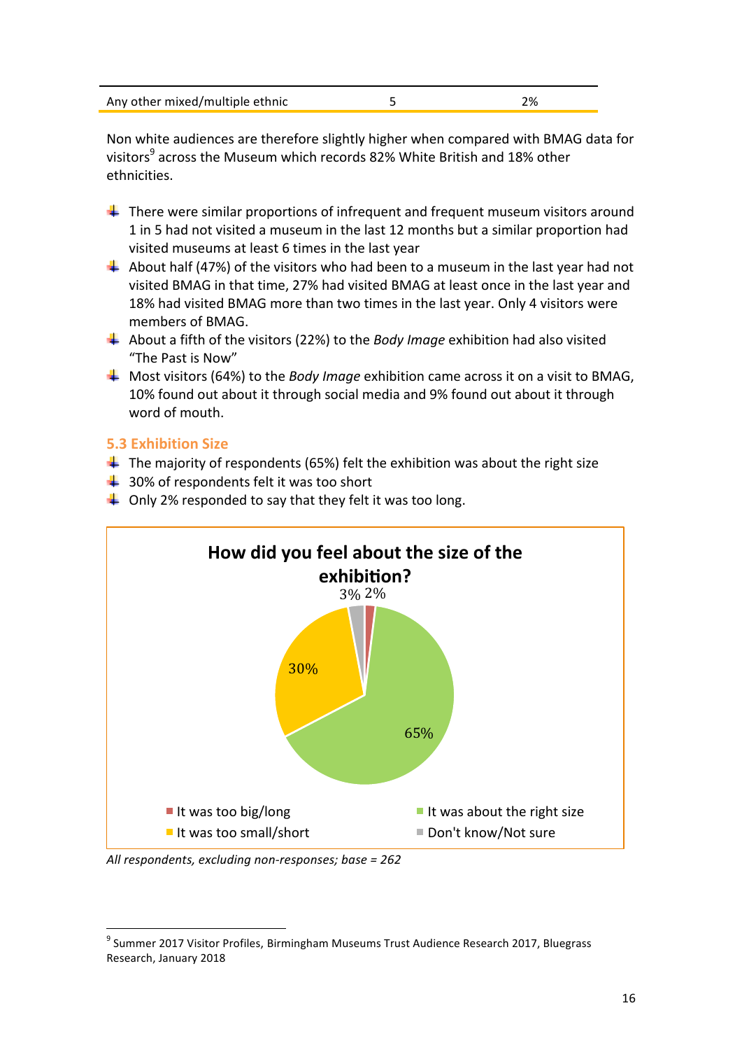| Any other mixed/multiple ethnic | 5 | 2% |
|---|---|---|

Non white audiences are therefore slightly higher when compared with BMAG data for visitors[9] across the Museum which records 82% White British and 18% other ethnicities.

- There were similar proportions of infrequent and frequent museum visitors around 1 in 5 had not visited a museum in the last 12 months but a similar proportion had visited museums at least 6 times in the last year
- About half (47%) of the visitors who had been to a museum in the last year had not visited BMAG in that time, 27% had visited BMAG at least once in the last year and 18% had visited BMAG more than two times in the last year. Only 4 visitors were members of BMAG.
- About a fifth of the visitors (22%) to the *Body Image* exhibition had also visited "The Past is Now"
- Most visitors (64%) to the *Body Image* exhibition came across it on a visit to BMAG, 10% found out about it through social media and 9% found out about it through word of mouth.

### 5.3 Exhibition Size

- The majority of respondents (65%) felt the exhibition was about the right size
- 30% of respondents felt it was too short
- Only 2% responded to say that they felt it was too long.

**How did you feel about the size of the exhibition?**

| Response | % |
|---|---|
| It was too big/long | 2% |
| It was about the right size | 65% |
| It was too small/short | 30% |
| Don't know/Not sure | 3% |

*All respondents, excluding non-responses; base = 262*

[9] Summer 2017 Visitor Profiles, Birmingham Museums Trust Audience Research 2017, Bluegrass Research, January 2018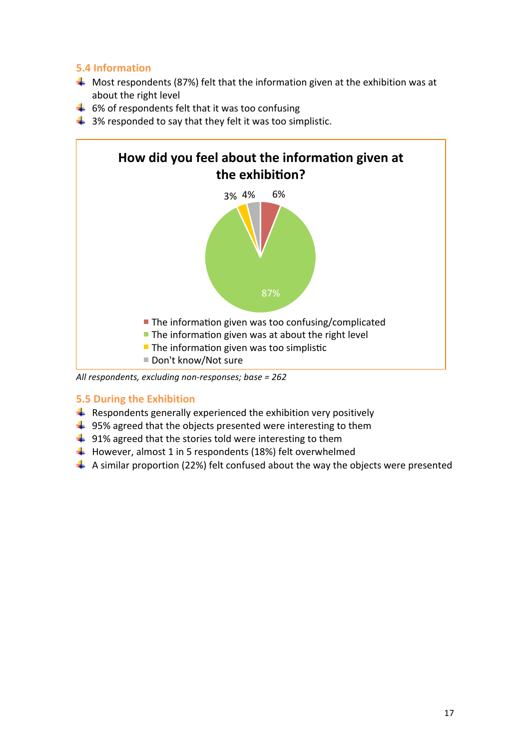## 5.4 Information

- Most respondents (87%) felt that the information given at the exhibition was at about the right level
- 6% of respondents felt that it was too confusing
- 3% responded to say that they felt it was too simplistic.

**How did you feel about the information given at the exhibition?**

| Response | % |
|---|---|
| The information given was too confusing/complicated | 6% |
| The information given was at about the right level | 87% |
| The information given was too simplistic | 3% |
| Don't know/Not sure | 4% |

*All respondents, excluding non-responses; base = 262*

## 5.5 During the Exhibition

- Respondents generally experienced the exhibition very positively
- 95% agreed that the objects presented were interesting to them
- 91% agreed that the stories told were interesting to them
- However, almost 1 in 5 respondents (18%) felt overwhelmed
- A similar proportion (22%) felt confused about the way the objects were presented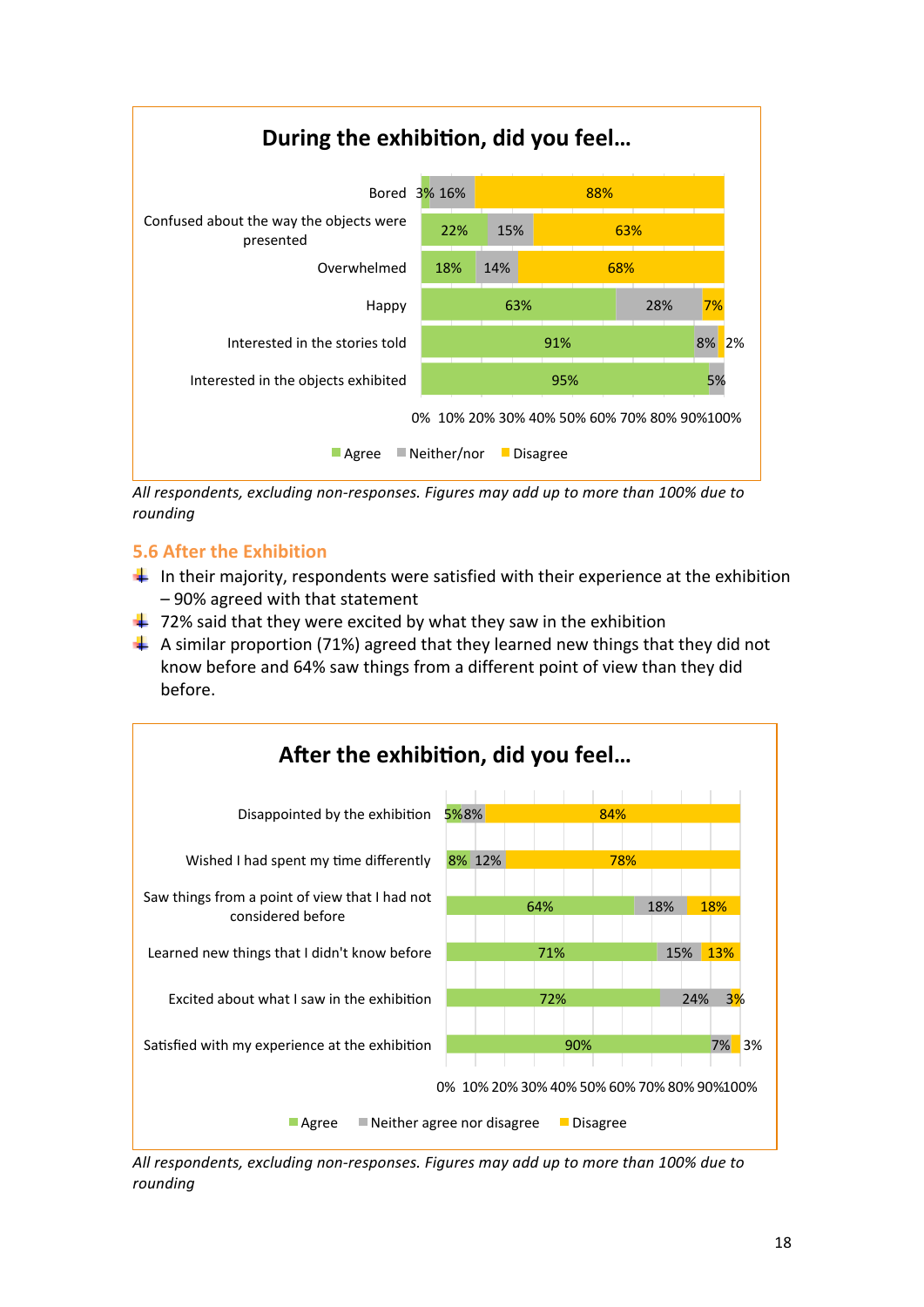**During the exhibition, did you feel…**

| | Agree | Neither/nor | Disagree |
|---|---|---|---|
| Bored | 3% | 16% | 88% |
| Confused about the way the objects were presented | 22% | 15% | 63% |
| Overwhelmed | 18% | 14% | 68% |
| Happy | 63% | 28% | 7% |
| Interested in the stories told | 91% | 8% | 2% |
| Interested in the objects exhibited | 95% | 5% | |

*All respondents, excluding non-responses. Figures may add up to more than 100% due to rounding*

### 5.6 After the Exhibition

- In their majority, respondents were satisfied with their experience at the exhibition – 90% agreed with that statement
- 72% said that they were excited by what they saw in the exhibition
- A similar proportion (71%) agreed that they learned new things that they did not know before and 64% saw things from a different point of view than they did before.

**After the exhibition, did you feel…**

| | Agree | Neither agree nor disagree | Disagree |
|---|---|---|---|
| Disappointed by the exhibition | 5% | 8% | 84% |
| Wished I had spent my time differently | 8% | 12% | 78% |
| Saw things from a point of view that I had not considered before | 64% | 18% | 18% |
| Learned new things that I didn't know before | 71% | 15% | 13% |
| Excited about what I saw in the exhibition | 72% | 24% | 3% |
| Satisfied with my experience at the exhibition | 90% | 7% | 3% |

*All respondents, excluding non-responses. Figures may add up to more than 100% due to rounding*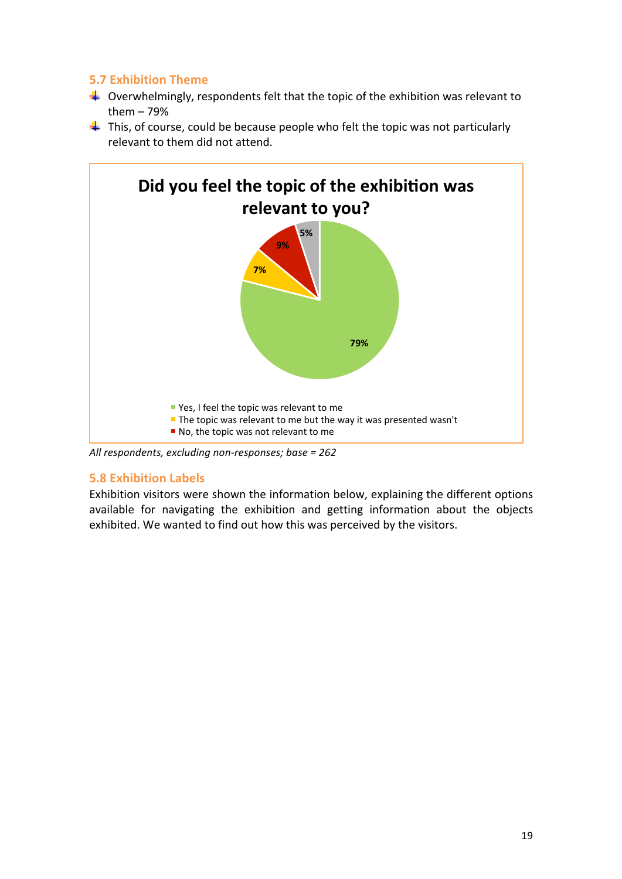### 5.7 Exhibition Theme

- Overwhelmingly, respondents felt that the topic of the exhibition was relevant to them – 79%
- This, of course, could be because people who felt the topic was not particularly relevant to them did not attend.

**Did you feel the topic of the exhibition was relevant to you?**

| Response | % |
|---|---|
| Yes, I feel the topic was relevant to me | 79% |
| The topic was relevant to me but the way it was presented wasn't | 7% |
| No, the topic was not relevant to me | 9% |
| (unlabelled) | 5% |

*All respondents, excluding non-responses; base = 262*

### 5.8 Exhibition Labels

Exhibition visitors were shown the information below, explaining the different options available for navigating the exhibition and getting information about the objects exhibited. We wanted to find out how this was perceived by the visitors.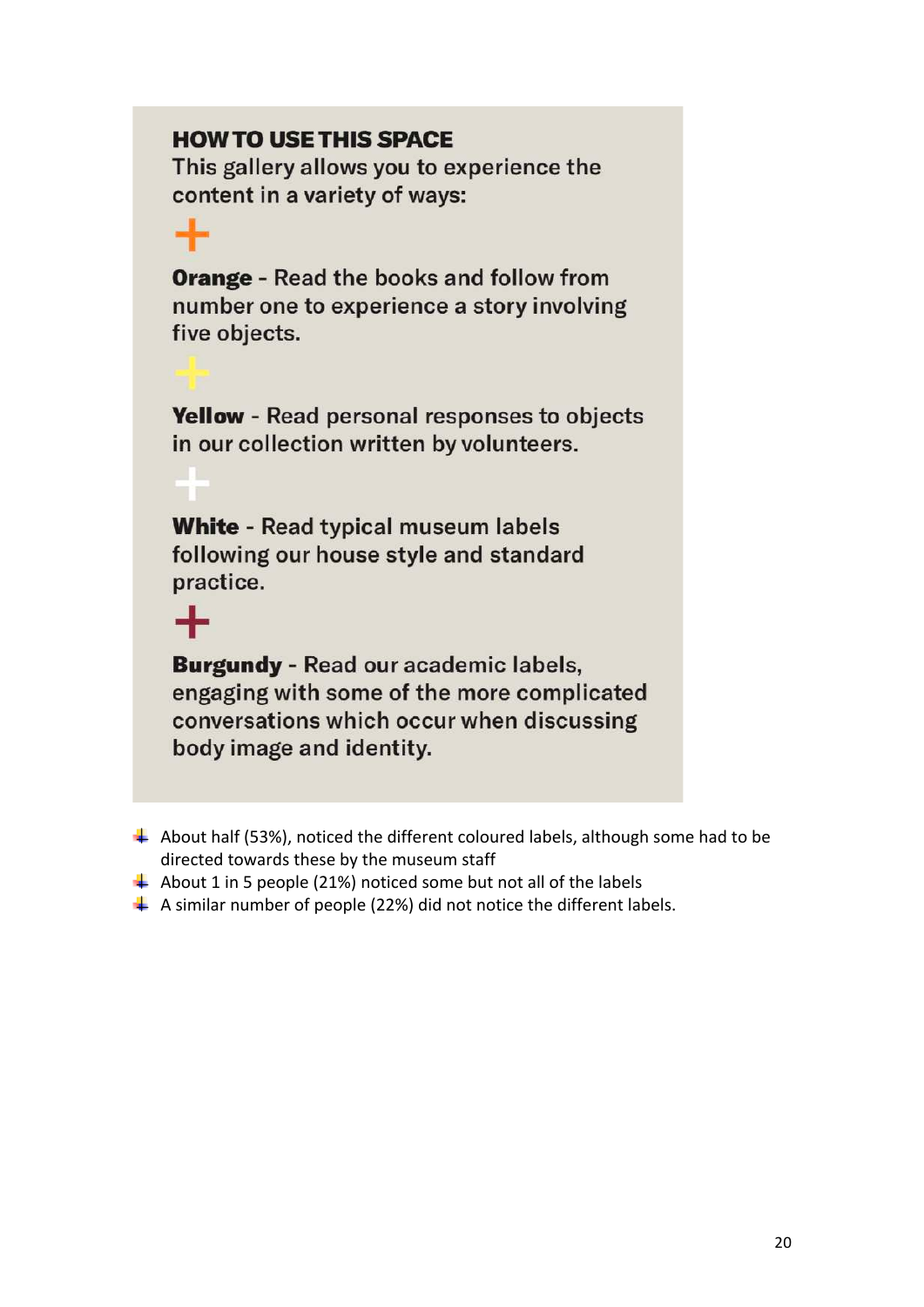**HOW TO USE THIS SPACE**

This gallery allows you to experience the content in a variety of ways:

+

**Orange** - Read the books and follow from number one to experience a story involving five objects.

+

**Yellow** - Read personal responses to objects in our collection written by volunteers.

+

**White** - Read typical museum labels following our house style and standard practice.

+

**Burgundy** - Read our academic labels, engaging with some of the more complicated conversations which occur when discussing body image and identity.

- About half (53%), noticed the different coloured labels, although some had to be directed towards these by the museum staff
- About 1 in 5 people (21%) noticed some but not all of the labels
- A similar number of people (22%) did not notice the different labels.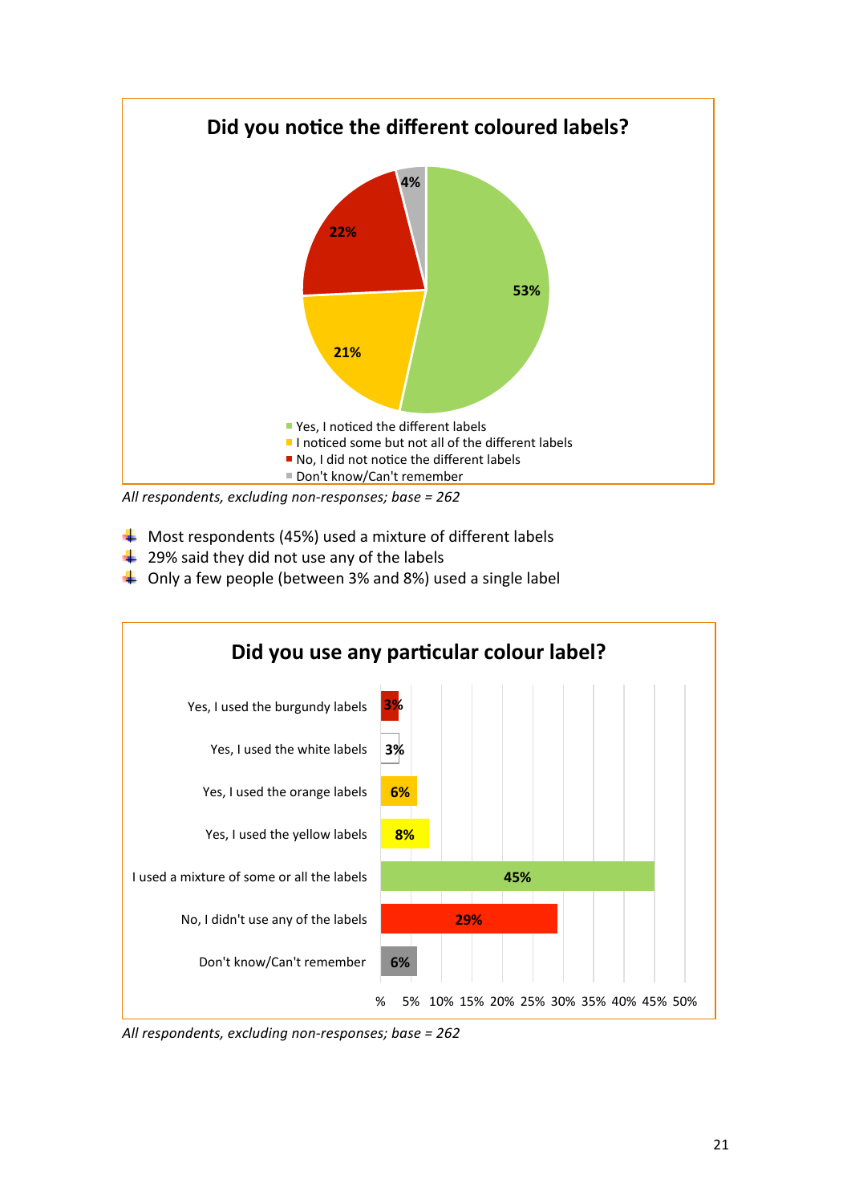**Did you notice the different coloured labels?**

| Response | % |
|---|---|
| Yes, I noticed the different labels | 53% |
| I noticed some but not all of the different labels | 21% |
| No, I did not notice the different labels | 22% |
| Don't know/Can't remember | 4% |

*All respondents, excluding non-responses; base = 262*

- Most respondents (45%) used a mixture of different labels
- 29% said they did not use any of the labels
- Only a few people (between 3% and 8%) used a single label

**Did you use any particular colour label?**

| Response | % |
|---|---|
| Yes, I used the burgundy labels | 3% |
| Yes, I used the white labels | 3% |
| Yes, I used the orange labels | 6% |
| Yes, I used the yellow labels | 8% |
| I used a mixture of some or all the labels | 45% |
| No, I didn't use any of the labels | 29% |
| Don't know/Can't remember | 6% |

*All respondents, excluding non-responses; base = 262*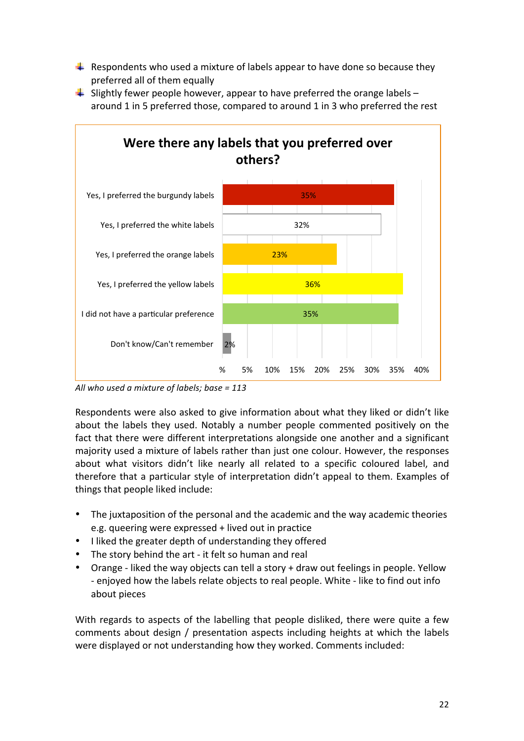- Respondents who used a mixture of labels appear to have done so because they preferred all of them equally
- Slightly fewer people however, appear to have preferred the orange labels – around 1 in 5 preferred those, compared to around 1 in 3 who preferred the rest

**Were there any labels that you preferred over others?**

| Response | % |
|---|---|
| Yes, I preferred the burgundy labels | 35% |
| Yes, I preferred the white labels | 32% |
| Yes, I preferred the orange labels | 23% |
| Yes, I preferred the yellow labels | 36% |
| I did not have a particular preference | 35% |
| Don't know/Can't remember | 2% |

*All who used a mixture of labels; base = 113*

Respondents were also asked to give information about what they liked or didn't like about the labels they used. Notably a number people commented positively on the fact that there were different interpretations alongside one another and a significant majority used a mixture of labels rather than just one colour. However, the responses about what visitors didn't like nearly all related to a specific coloured label, and therefore that a particular style of interpretation didn't appeal to them. Examples of things that people liked include:

- The juxtaposition of the personal and the academic and the way academic theories e.g. queering were expressed + lived out in practice
- I liked the greater depth of understanding they offered
- The story behind the art - it felt so human and real
- Orange - liked the way objects can tell a story + draw out feelings in people. Yellow - enjoyed how the labels relate objects to real people. White - like to find out info about pieces

With regards to aspects of the labelling that people disliked, there were quite a few comments about design / presentation aspects including heights at which the labels were displayed or not understanding how they worked. Comments included: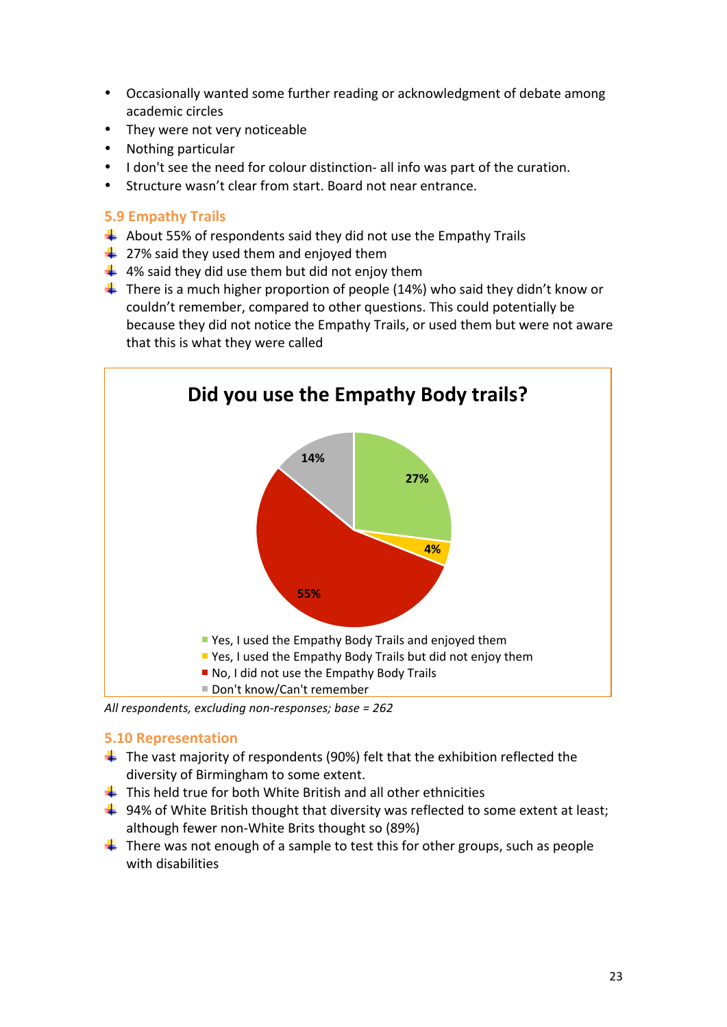- Occasionally wanted some further reading or acknowledgment of debate among academic circles
- They were not very noticeable
- Nothing particular
- I don't see the need for colour distinction- all info was part of the curation.
- Structure wasn't clear from start. Board not near entrance.

## 5.9 Empathy Trails

- About 55% of respondents said they did not use the Empathy Trails
- 27% said they used them and enjoyed them
- 4% said they did use them but did not enjoy them
- There is a much higher proportion of people (14%) who said they didn't know or couldn't remember, compared to other questions. This could potentially be because they did not notice the Empathy Trails, or used them but were not aware that this is what they were called

**Did you use the Empathy Body trails?**

| Response | % |
|---|---|
| Yes, I used the Empathy Body Trails and enjoyed them | 27% |
| Yes, I used the Empathy Body Trails but did not enjoy them | 4% |
| No, I did not use the Empathy Body Trails | 55% |
| Don't know/Can't remember | 14% |

*All respondents, excluding non-responses; base = 262*

## 5.10 Representation

- The vast majority of respondents (90%) felt that the exhibition reflected the diversity of Birmingham to some extent.
- This held true for both White British and all other ethnicities
- 94% of White British thought that diversity was reflected to some extent at least; although fewer non-White Brits thought so (89%)
- There was not enough of a sample to test this for other groups, such as people with disabilities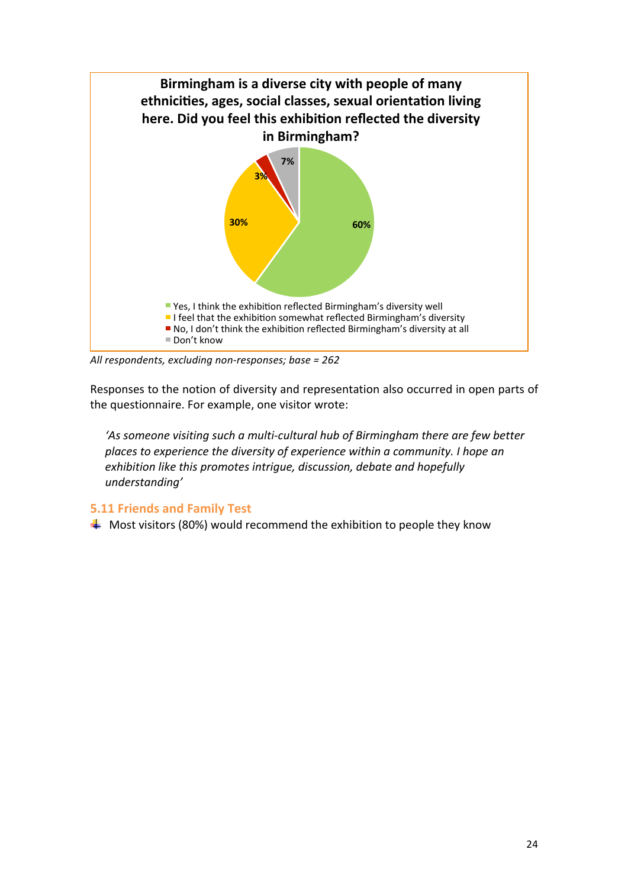**Birmingham is a diverse city with people of many ethnicities, ages, social classes, sexual orientation living here. Did you feel this exhibition reflected the diversity in Birmingham?**

| Response | % |
|---|---|
| Yes, I think the exhibition reflected Birmingham's diversity well | 60% |
| I feel that the exhibition somewhat reflected Birmingham's diversity | 30% |
| No, I don't think the exhibition reflected Birmingham's diversity at all | 3% |
| Don't know | 7% |

*All respondents, excluding non-responses; base = 262*

Responses to the notion of diversity and representation also occurred in open parts of the questionnaire. For example, one visitor wrote:

> *'As someone visiting such a multi-cultural hub of Birmingham there are few better places to experience the diversity of experience within a community. I hope an exhibition like this promotes intrigue, discussion, debate and hopefully understanding'*

### 5.11 Friends and Family Test

- Most visitors (80%) would recommend the exhibition to people they know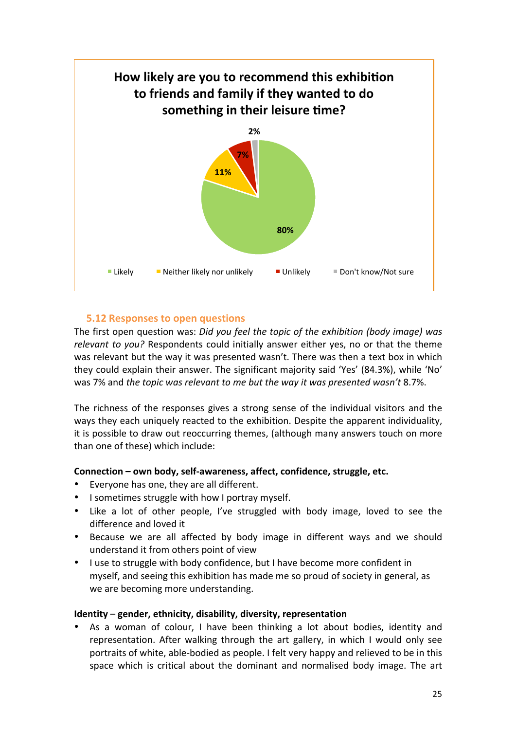**How likely are you to recommend this exhibition to friends and family if they wanted to do something in their leisure time?**

| Response | Percentage |
|---|---|
| Likely | 80% |
| Neither likely nor unlikely | 11% |
| Unlikely | 7% |
| Don't know/Not sure | 2% |

## 5.12 Responses to open questions

The first open question was: *Did you feel the topic of the exhibition (body image) was relevant to you?* Respondents could initially answer either yes, no or that the theme was relevant but the way it was presented wasn't. There was then a text box in which they could explain their answer. The significant majority said 'Yes' (84.3%), while 'No' was 7% and *the topic was relevant to me but the way it was presented wasn't* 8.7%.

The richness of the responses gives a strong sense of the individual visitors and the ways they each uniquely reacted to the exhibition. Despite the apparent individuality, it is possible to draw out reoccurring themes, (although many answers touch on more than one of these) which include:

**Connection – own body, self-awareness, affect, confidence, struggle, etc.**

- Everyone has one, they are all different.
- I sometimes struggle with how I portray myself.
- Like a lot of other people, I've struggled with body image, loved to see the difference and loved it
- Because we are all affected by body image in different ways and we should understand it from others point of view
- I use to struggle with body confidence, but I have become more confident in myself, and seeing this exhibition has made me so proud of society in general, as we are becoming more understanding.

**Identity** – **gender, ethnicity, disability, diversity, representation**

- As a woman of colour, I have been thinking a lot about bodies, identity and representation. After walking through the art gallery, in which I would only see portraits of white, able-bodied as people. I felt very happy and relieved to be in this space which is critical about the dominant and normalised body image. The art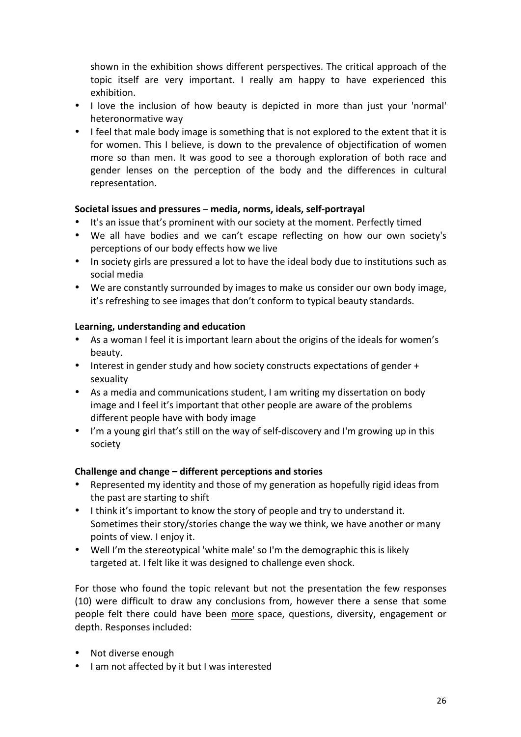shown in the exhibition shows different perspectives. The critical approach of the topic itself are very important. I really am happy to have experienced this exhibition.

- I love the inclusion of how beauty is depicted in more than just your 'normal' heteronormative way
- I feel that male body image is something that is not explored to the extent that it is for women. This I believe, is down to the prevalence of objectification of women more so than men. It was good to see a thorough exploration of both race and gender lenses on the perception of the body and the differences in cultural representation.

**Societal issues and pressures** – **media, norms, ideals, self-portrayal**

- It's an issue that's prominent with our society at the moment. Perfectly timed
- We all have bodies and we can't escape reflecting on how our own society's perceptions of our body effects how we live
- In society girls are pressured a lot to have the ideal body due to institutions such as social media
- We are constantly surrounded by images to make us consider our own body image, it's refreshing to see images that don't conform to typical beauty standards.

**Learning, understanding and education**

- As a woman I feel it is important learn about the origins of the ideals for women's beauty.
- Interest in gender study and how society constructs expectations of gender + sexuality
- As a media and communications student, I am writing my dissertation on body image and I feel it's important that other people are aware of the problems different people have with body image
- I'm a young girl that's still on the way of self-discovery and I'm growing up in this society

**Challenge and change – different perceptions and stories**

- Represented my identity and those of my generation as hopefully rigid ideas from the past are starting to shift
- I think it's important to know the story of people and try to understand it. Sometimes their story/stories change the way we think, we have another or many points of view. I enjoy it.
- Well I'm the stereotypical 'white male' so I'm the demographic this is likely targeted at. I felt like it was designed to challenge even shock.

For those who found the topic relevant but not the presentation the few responses (10) were difficult to draw any conclusions from, however there a sense that some people felt there could have been <u>more</u> space, questions, diversity, engagement or depth. Responses included:

- Not diverse enough
- I am not affected by it but I was interested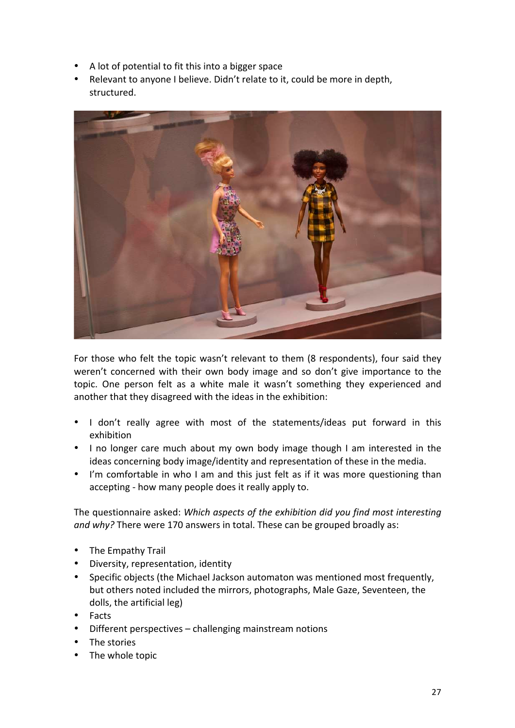- A lot of potential to fit this into a bigger space
- Relevant to anyone I believe. Didn't relate to it, could be more in depth, structured.

For those who felt the topic wasn't relevant to them (8 respondents), four said they weren't concerned with their own body image and so don't give importance to the topic. One person felt as a white male it wasn't something they experienced and another that they disagreed with the ideas in the exhibition:

- I don't really agree with most of the statements/ideas put forward in this exhibition
- I no longer care much about my own body image though I am interested in the ideas concerning body image/identity and representation of these in the media.
- I'm comfortable in who I am and this just felt as if it was more questioning than accepting - how many people does it really apply to.

The questionnaire asked: *Which aspects of the exhibition did you find most interesting and why?* There were 170 answers in total. These can be grouped broadly as:

- The Empathy Trail
- Diversity, representation, identity
- Specific objects (the Michael Jackson automaton was mentioned most frequently, but others noted included the mirrors, photographs, Male Gaze, Seventeen, the dolls, the artificial leg)
- Facts
- Different perspectives – challenging mainstream notions
- The stories
- The whole topic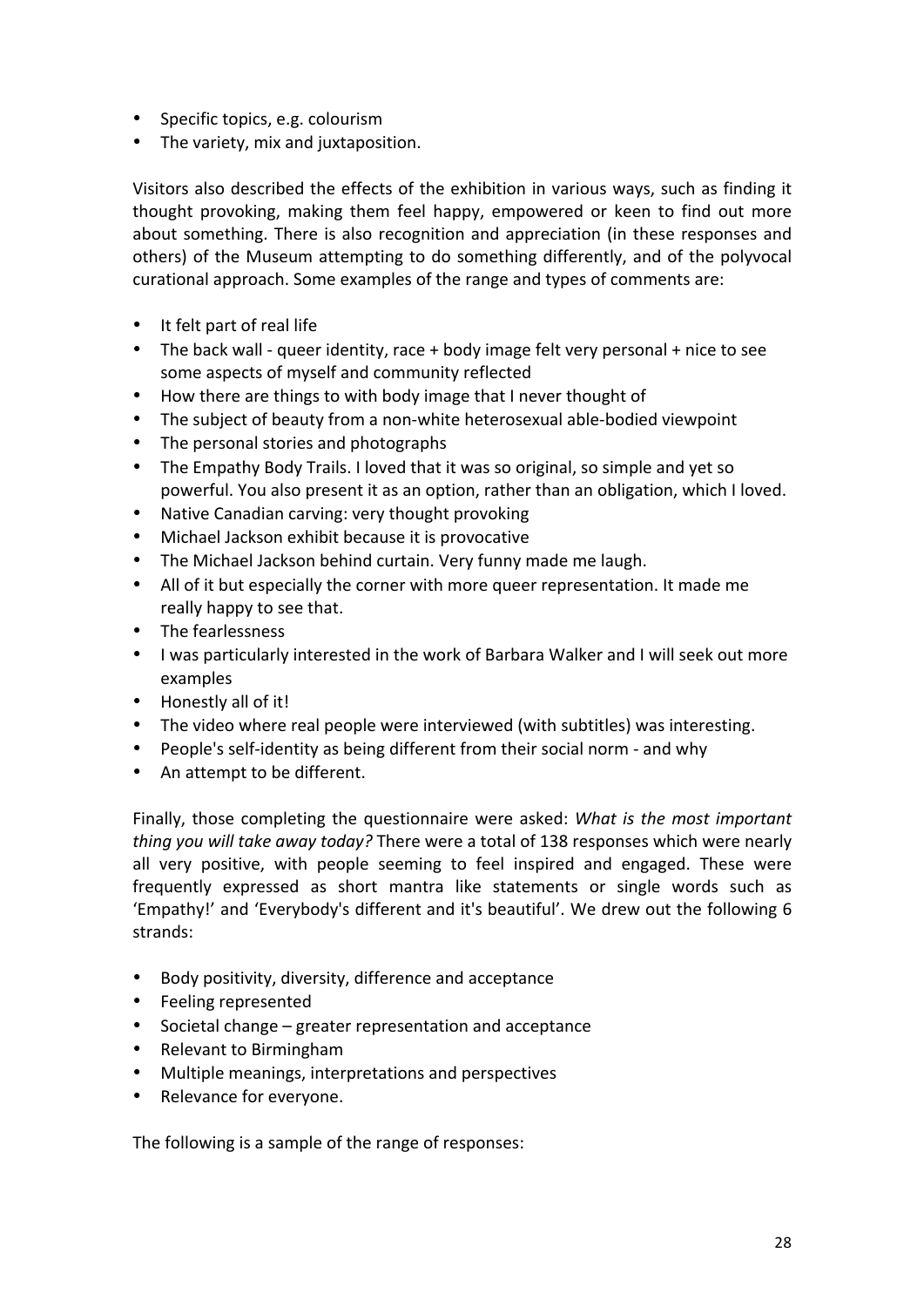- Specific topics, e.g. colourism
- The variety, mix and juxtaposition.

Visitors also described the effects of the exhibition in various ways, such as finding it thought provoking, making them feel happy, empowered or keen to find out more about something. There is also recognition and appreciation (in these responses and others) of the Museum attempting to do something differently, and of the polyvocal curational approach. Some examples of the range and types of comments are:

- It felt part of real life
- The back wall - queer identity, race + body image felt very personal + nice to see some aspects of myself and community reflected
- How there are things to with body image that I never thought of
- The subject of beauty from a non-white heterosexual able-bodied viewpoint
- The personal stories and photographs
- The Empathy Body Trails. I loved that it was so original, so simple and yet so powerful. You also present it as an option, rather than an obligation, which I loved.
- Native Canadian carving: very thought provoking
- Michael Jackson exhibit because it is provocative
- The Michael Jackson behind curtain. Very funny made me laugh.
- All of it but especially the corner with more queer representation. It made me really happy to see that.
- The fearlessness
- I was particularly interested in the work of Barbara Walker and I will seek out more examples
- Honestly all of it!
- The video where real people were interviewed (with subtitles) was interesting.
- People's self-identity as being different from their social norm - and why
- An attempt to be different.

Finally, those completing the questionnaire were asked: *What is the most important thing you will take away today?* There were a total of 138 responses which were nearly all very positive, with people seeming to feel inspired and engaged. These were frequently expressed as short mantra like statements or single words such as 'Empathy!' and 'Everybody's different and it's beautiful'. We drew out the following 6 strands:

- Body positivity, diversity, difference and acceptance
- Feeling represented
- Societal change – greater representation and acceptance
- Relevant to Birmingham
- Multiple meanings, interpretations and perspectives
- Relevance for everyone.

The following is a sample of the range of responses: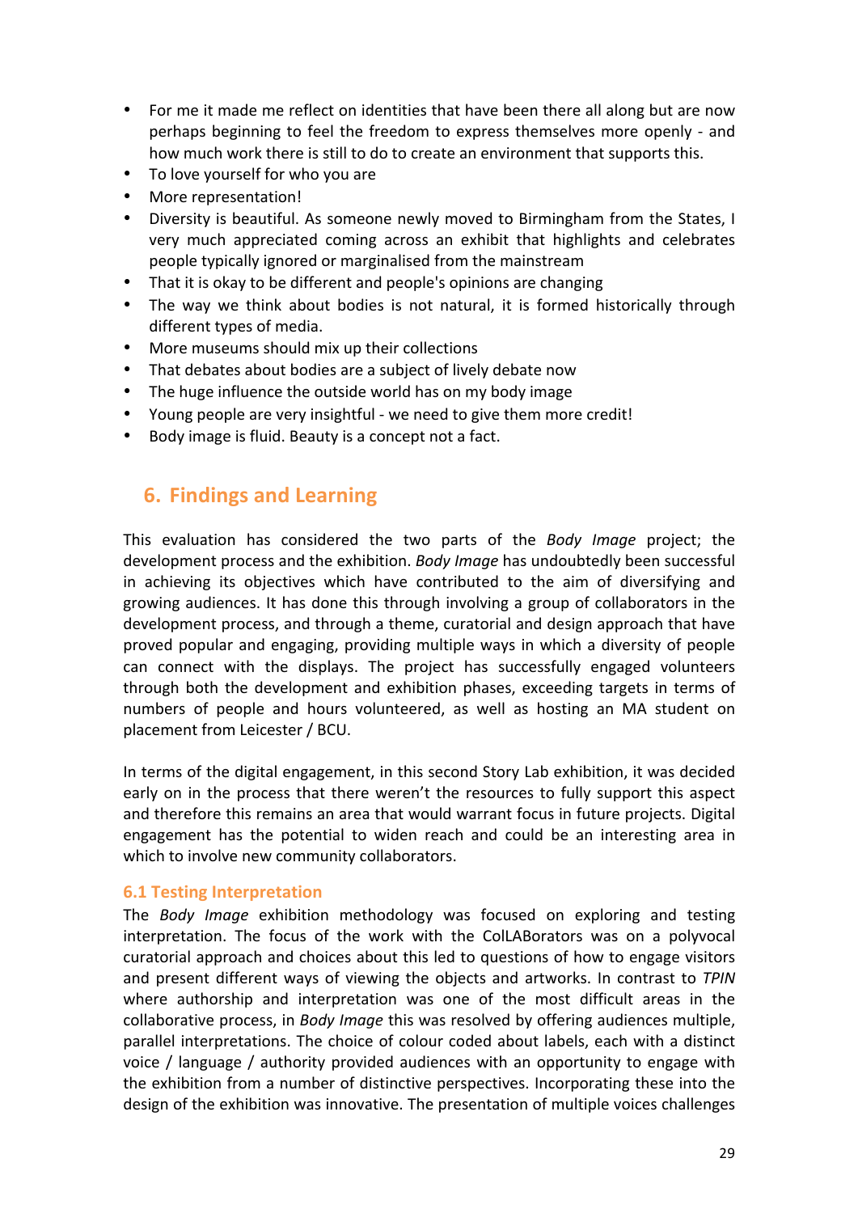- For me it made me reflect on identities that have been there all along but are now perhaps beginning to feel the freedom to express themselves more openly - and how much work there is still to do to create an environment that supports this.
- To love yourself for who you are
- More representation!
- Diversity is beautiful. As someone newly moved to Birmingham from the States, I very much appreciated coming across an exhibit that highlights and celebrates people typically ignored or marginalised from the mainstream
- That it is okay to be different and people's opinions are changing
- The way we think about bodies is not natural, it is formed historically through different types of media.
- More museums should mix up their collections
- That debates about bodies are a subject of lively debate now
- The huge influence the outside world has on my body image
- Young people are very insightful - we need to give them more credit!
- Body image is fluid. Beauty is a concept not a fact.

## 6. Findings and Learning

This evaluation has considered the two parts of the *Body Image* project; the development process and the exhibition. *Body Image* has undoubtedly been successful in achieving its objectives which have contributed to the aim of diversifying and growing audiences. It has done this through involving a group of collaborators in the development process, and through a theme, curatorial and design approach that have proved popular and engaging, providing multiple ways in which a diversity of people can connect with the displays. The project has successfully engaged volunteers through both the development and exhibition phases, exceeding targets in terms of numbers of people and hours volunteered, as well as hosting an MA student on placement from Leicester / BCU.

In terms of the digital engagement, in this second Story Lab exhibition, it was decided early on in the process that there weren't the resources to fully support this aspect and therefore this remains an area that would warrant focus in future projects. Digital engagement has the potential to widen reach and could be an interesting area in which to involve new community collaborators.

### 6.1 Testing Interpretation

The *Body Image* exhibition methodology was focused on exploring and testing interpretation. The focus of the work with the ColLABorators was on a polyvocal curatorial approach and choices about this led to questions of how to engage visitors and present different ways of viewing the objects and artworks. In contrast to *TPIN* where authorship and interpretation was one of the most difficult areas in the collaborative process, in *Body Image* this was resolved by offering audiences multiple, parallel interpretations. The choice of colour coded about labels, each with a distinct voice / language / authority provided audiences with an opportunity to engage with the exhibition from a number of distinctive perspectives. Incorporating these into the design of the exhibition was innovative. The presentation of multiple voices challenges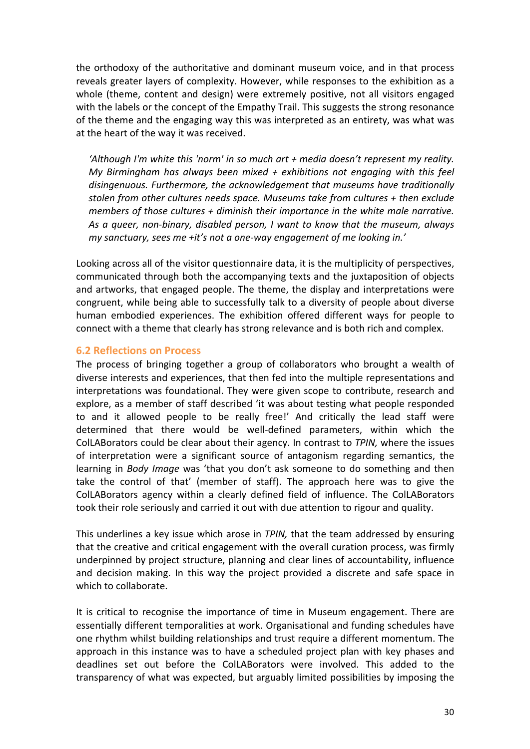the orthodoxy of the authoritative and dominant museum voice, and in that process reveals greater layers of complexity. However, while responses to the exhibition as a whole (theme, content and design) were extremely positive, not all visitors engaged with the labels or the concept of the Empathy Trail. This suggests the strong resonance of the theme and the engaging way this was interpreted as an entirety, was what was at the heart of the way it was received.

> *'Although I'm white this 'norm' in so much art + media doesn't represent my reality. My Birmingham has always been mixed + exhibitions not engaging with this feel disingenuous. Furthermore, the acknowledgement that museums have traditionally stolen from other cultures needs space. Museums take from cultures + then exclude members of those cultures + diminish their importance in the white male narrative. As a queer, non-binary, disabled person, I want to know that the museum, always my sanctuary, sees me +it's not a one-way engagement of me looking in.'*

Looking across all of the visitor questionnaire data, it is the multiplicity of perspectives, communicated through both the accompanying texts and the juxtaposition of objects and artworks, that engaged people. The theme, the display and interpretations were congruent, while being able to successfully talk to a diversity of people about diverse human embodied experiences. The exhibition offered different ways for people to connect with a theme that clearly has strong relevance and is both rich and complex.

### 6.2 Reflections on Process

The process of bringing together a group of collaborators who brought a wealth of diverse interests and experiences, that then fed into the multiple representations and interpretations was foundational. They were given scope to contribute, research and explore, as a member of staff described 'it was about testing what people responded to and it allowed people to be really free!' And critically the lead staff were determined that there would be well-defined parameters, within which the ColLABorators could be clear about their agency. In contrast to *TPIN,* where the issues of interpretation were a significant source of antagonism regarding semantics, the learning in *Body Image* was 'that you don't ask someone to do something and then take the control of that' (member of staff). The approach here was to give the ColLABorators agency within a clearly defined field of influence. The ColLABorators took their role seriously and carried it out with due attention to rigour and quality.

This underlines a key issue which arose in *TPIN,* that the team addressed by ensuring that the creative and critical engagement with the overall curation process, was firmly underpinned by project structure, planning and clear lines of accountability, influence and decision making. In this way the project provided a discrete and safe space in which to collaborate.

It is critical to recognise the importance of time in Museum engagement. There are essentially different temporalities at work. Organisational and funding schedules have one rhythm whilst building relationships and trust require a different momentum. The approach in this instance was to have a scheduled project plan with key phases and deadlines set out before the ColLABorators were involved. This added to the transparency of what was expected, but arguably limited possibilities by imposing the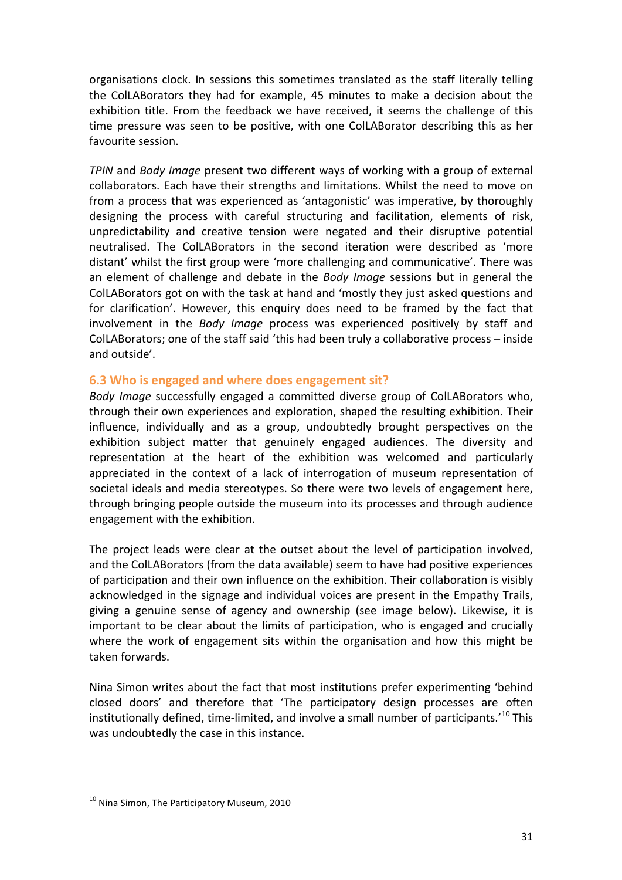organisations clock. In sessions this sometimes translated as the staff literally telling the ColLABorators they had for example, 45 minutes to make a decision about the exhibition title. From the feedback we have received, it seems the challenge of this time pressure was seen to be positive, with one ColLABorator describing this as her favourite session.

*TPIN* and *Body Image* present two different ways of working with a group of external collaborators. Each have their strengths and limitations. Whilst the need to move on from a process that was experienced as 'antagonistic' was imperative, by thoroughly designing the process with careful structuring and facilitation, elements of risk, unpredictability and creative tension were negated and their disruptive potential neutralised. The ColLABorators in the second iteration were described as 'more distant' whilst the first group were 'more challenging and communicative'. There was an element of challenge and debate in the *Body Image* sessions but in general the ColLABorators got on with the task at hand and 'mostly they just asked questions and for clarification'. However, this enquiry does need to be framed by the fact that involvement in the *Body Image* process was experienced positively by staff and ColLABorators; one of the staff said 'this had been truly a collaborative process – inside and outside'.

### 6.3 Who is engaged and where does engagement sit?

*Body Image* successfully engaged a committed diverse group of ColLABorators who, through their own experiences and exploration, shaped the resulting exhibition. Their influence, individually and as a group, undoubtedly brought perspectives on the exhibition subject matter that genuinely engaged audiences. The diversity and representation at the heart of the exhibition was welcomed and particularly appreciated in the context of a lack of interrogation of museum representation of societal ideals and media stereotypes. So there were two levels of engagement here, through bringing people outside the museum into its processes and through audience engagement with the exhibition.

The project leads were clear at the outset about the level of participation involved, and the ColLABorators (from the data available) seem to have had positive experiences of participation and their own influence on the exhibition. Their collaboration is visibly acknowledged in the signage and individual voices are present in the Empathy Trails, giving a genuine sense of agency and ownership (see image below). Likewise, it is important to be clear about the limits of participation, who is engaged and crucially where the work of engagement sits within the organisation and how this might be taken forwards.

Nina Simon writes about the fact that most institutions prefer experimenting 'behind closed doors' and therefore that 'The participatory design processes are often institutionally defined, time-limited, and involve a small number of participants.'[10] This was undoubtedly the case in this instance.

---

[10] Nina Simon, The Participatory Museum, 2010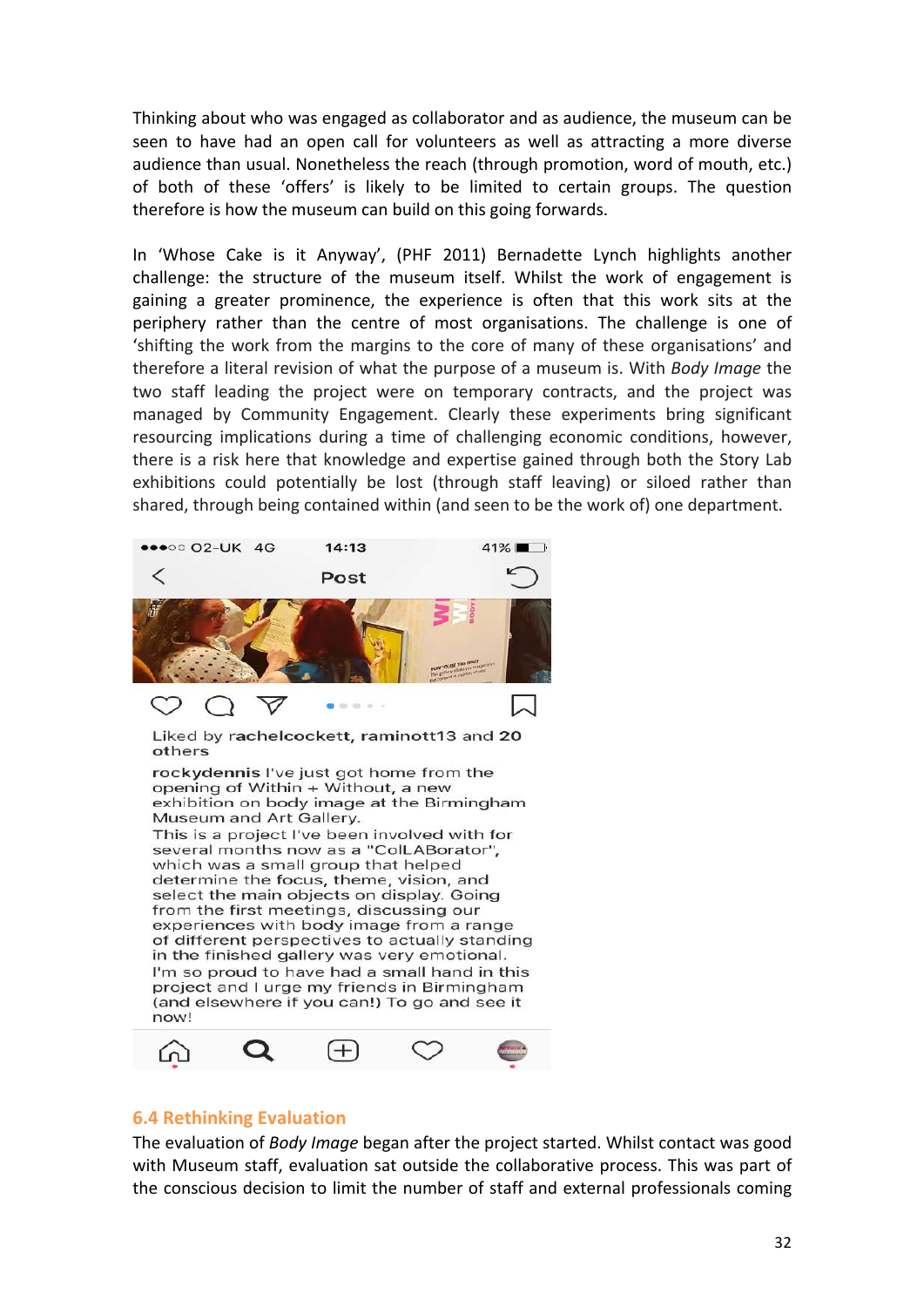Thinking about who was engaged as collaborator and as audience, the museum can be seen to have had an open call for volunteers as well as attracting a more diverse audience than usual. Nonetheless the reach (through promotion, word of mouth, etc.) of both of these 'offers' is likely to be limited to certain groups. The question therefore is how the museum can build on this going forwards.

In 'Whose Cake is it Anyway', (PHF 2011) Bernadette Lynch highlights another challenge: the structure of the museum itself. Whilst the work of engagement is gaining a greater prominence, the experience is often that this work sits at the periphery rather than the centre of most organisations. The challenge is one of 'shifting the work from the margins to the core of many of these organisations' and therefore a literal revision of what the purpose of a museum is. With *Body Image* the two staff leading the project were on temporary contracts, and the project was managed by Community Engagement. Clearly these experiments bring significant resourcing implications during a time of challenging economic conditions, however, there is a risk here that knowledge and expertise gained through both the Story Lab exhibitions could potentially be lost (through staff leaving) or siloed rather than shared, through being contained within (and seen to be the work of) one department.

Liked by rachelcockett, raminott13 and 20 others

rockydennis I've just got home from the opening of Within + Without, a new exhibition on body image at the Birmingham Museum and Art Gallery.
This is a project I've been involved with for several months now as a "ColLABorator", which was a small group that helped determine the focus, theme, vision, and select the main objects on display. Going from the first meetings, discussing our experiences with body image from a range of different perspectives to actually standing in the finished gallery was very emotional.
I'm so proud to have had a small hand in this project and I urge my friends in Birmingham (and elsewhere if you can!) To go and see it now!

## 6.4 Rethinking Evaluation

The evaluation of *Body Image* began after the project started. Whilst contact was good with Museum staff, evaluation sat outside the collaborative process. This was part of the conscious decision to limit the number of staff and external professionals coming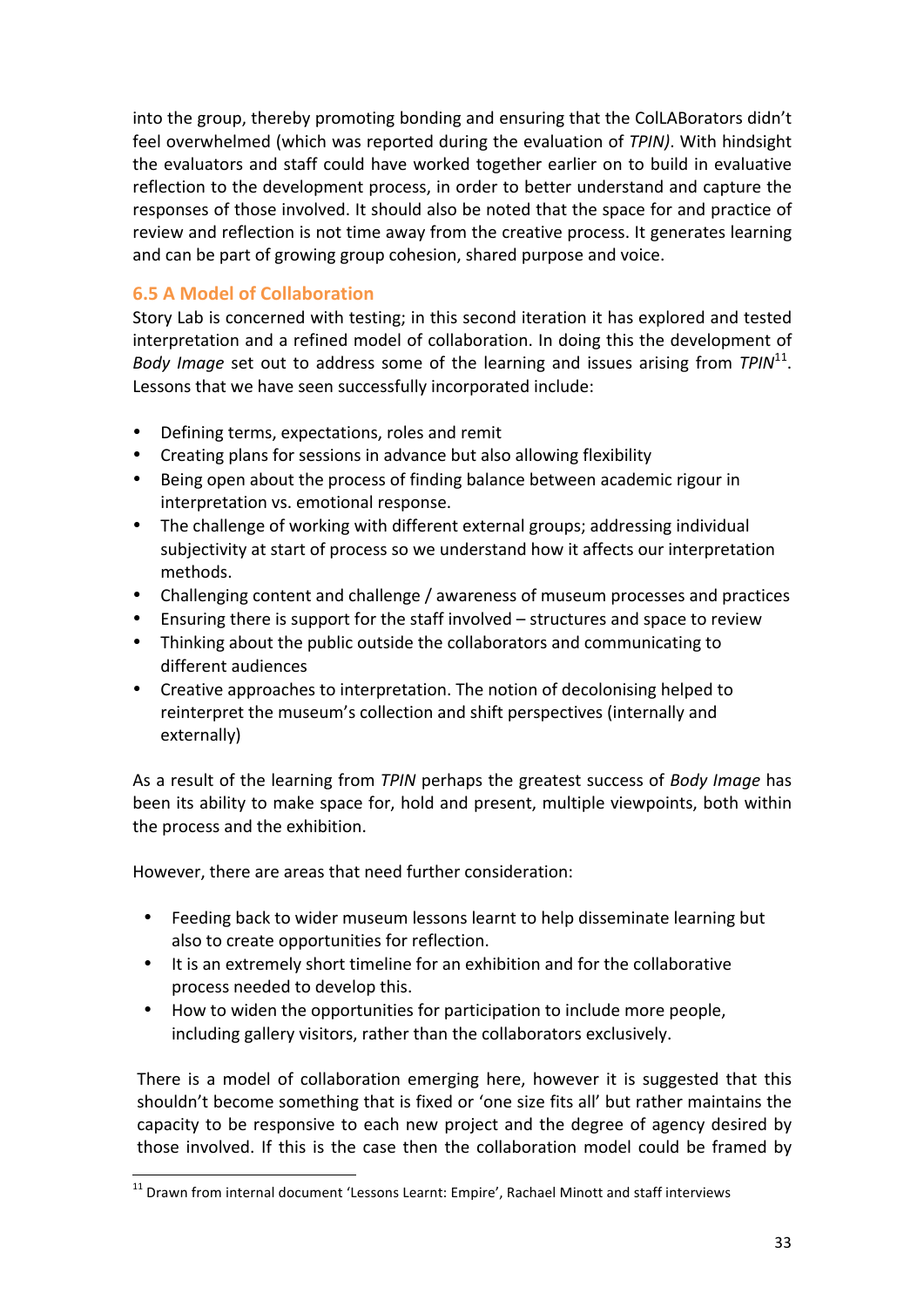into the group, thereby promoting bonding and ensuring that the ColLABorators didn't feel overwhelmed (which was reported during the evaluation of *TPIN)*. With hindsight the evaluators and staff could have worked together earlier on to build in evaluative reflection to the development process, in order to better understand and capture the responses of those involved. It should also be noted that the space for and practice of review and reflection is not time away from the creative process. It generates learning and can be part of growing group cohesion, shared purpose and voice.

### 6.5 A Model of Collaboration

Story Lab is concerned with testing; in this second iteration it has explored and tested interpretation and a refined model of collaboration. In doing this the development of *Body Image* set out to address some of the learning and issues arising from *TPIN*[11]. Lessons that we have seen successfully incorporated include:

- Defining terms, expectations, roles and remit
- Creating plans for sessions in advance but also allowing flexibility
- Being open about the process of finding balance between academic rigour in interpretation vs. emotional response.
- The challenge of working with different external groups; addressing individual subjectivity at start of process so we understand how it affects our interpretation methods.
- Challenging content and challenge / awareness of museum processes and practices
- Ensuring there is support for the staff involved – structures and space to review
- Thinking about the public outside the collaborators and communicating to different audiences
- Creative approaches to interpretation. The notion of decolonising helped to reinterpret the museum's collection and shift perspectives (internally and externally)

As a result of the learning from *TPIN* perhaps the greatest success of *Body Image* has been its ability to make space for, hold and present, multiple viewpoints, both within the process and the exhibition.

However, there are areas that need further consideration:

- Feeding back to wider museum lessons learnt to help disseminate learning but also to create opportunities for reflection.
- It is an extremely short timeline for an exhibition and for the collaborative process needed to develop this.
- How to widen the opportunities for participation to include more people, including gallery visitors, rather than the collaborators exclusively.

There is a model of collaboration emerging here, however it is suggested that this shouldn't become something that is fixed or 'one size fits all' but rather maintains the capacity to be responsive to each new project and the degree of agency desired by those involved. If this is the case then the collaboration model could be framed by

[11] Drawn from internal document 'Lessons Learnt: Empire', Rachael Minott and staff interviews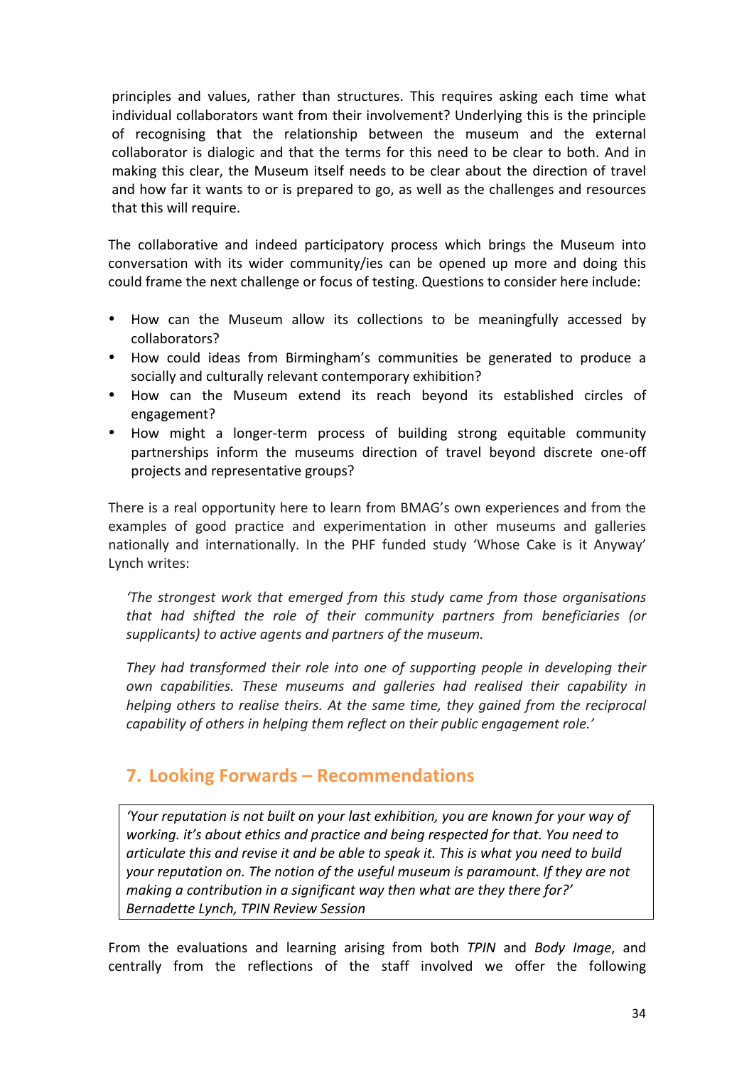principles and values, rather than structures. This requires asking each time what individual collaborators want from their involvement? Underlying this is the principle of recognising that the relationship between the museum and the external collaborator is dialogic and that the terms for this need to be clear to both. And in making this clear, the Museum itself needs to be clear about the direction of travel and how far it wants to or is prepared to go, as well as the challenges and resources that this will require.

The collaborative and indeed participatory process which brings the Museum into conversation with its wider community/ies can be opened up more and doing this could frame the next challenge or focus of testing. Questions to consider here include:

- How can the Museum allow its collections to be meaningfully accessed by collaborators?
- How could ideas from Birmingham's communities be generated to produce a socially and culturally relevant contemporary exhibition?
- How can the Museum extend its reach beyond its established circles of engagement?
- How might a longer-term process of building strong equitable community partnerships inform the museums direction of travel beyond discrete one-off projects and representative groups?

There is a real opportunity here to learn from BMAG's own experiences and from the examples of good practice and experimentation in other museums and galleries nationally and internationally. In the PHF funded study 'Whose Cake is it Anyway' Lynch writes:

> *'The strongest work that emerged from this study came from those organisations that had shifted the role of their community partners from beneficiaries (or supplicants) to active agents and partners of the museum.*
>
> *They had transformed their role into one of supporting people in developing their own capabilities. These museums and galleries had realised their capability in helping others to realise theirs. At the same time, they gained from the reciprocal capability of others in helping them reflect on their public engagement role.'*

## 7. Looking Forwards – Recommendations

> *'Your reputation is not built on your last exhibition, you are known for your way of working. it's about ethics and practice and being respected for that. You need to articulate this and revise it and be able to speak it. This is what you need to build your reputation on. The notion of the useful museum is paramount. If they are not making a contribution in a significant way then what are they there for?'*
> *Bernadette Lynch, TPIN Review Session*

From the evaluations and learning arising from both *TPIN* and *Body Image*, and centrally from the reflections of the staff involved we offer the following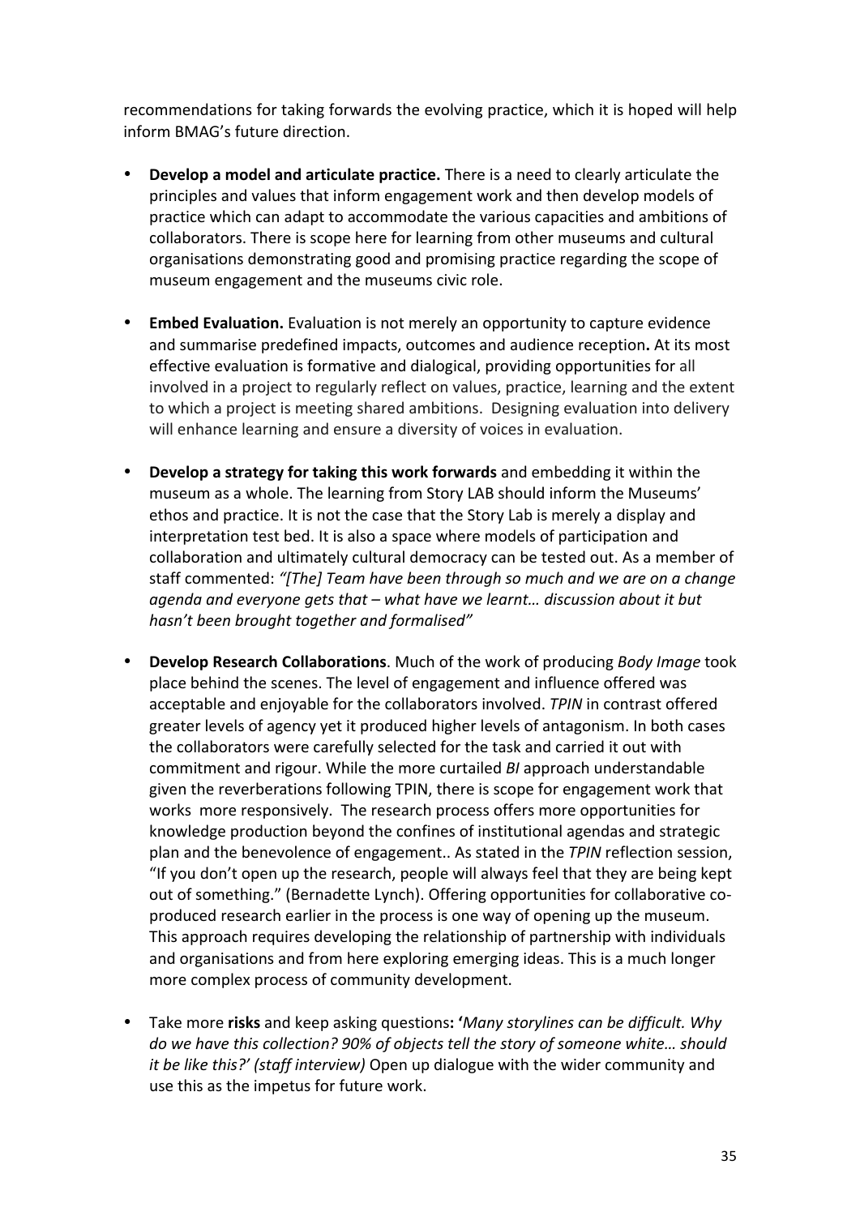recommendations for taking forwards the evolving practice, which it is hoped will help inform BMAG's future direction.

- **Develop a model and articulate practice.** There is a need to clearly articulate the principles and values that inform engagement work and then develop models of practice which can adapt to accommodate the various capacities and ambitions of collaborators. There is scope here for learning from other museums and cultural organisations demonstrating good and promising practice regarding the scope of museum engagement and the museums civic role.

- **Embed Evaluation.** Evaluation is not merely an opportunity to capture evidence and summarise predefined impacts, outcomes and audience reception**.** At its most effective evaluation is formative and dialogical, providing opportunities for all involved in a project to regularly reflect on values, practice, learning and the extent to which a project is meeting shared ambitions. Designing evaluation into delivery will enhance learning and ensure a diversity of voices in evaluation.

- **Develop a strategy for taking this work forwards** and embedding it within the museum as a whole. The learning from Story LAB should inform the Museums' ethos and practice. It is not the case that the Story Lab is merely a display and interpretation test bed. It is also a space where models of participation and collaboration and ultimately cultural democracy can be tested out. As a member of staff commented: *"[The] Team have been through so much and we are on a change agenda and everyone gets that – what have we learnt… discussion about it but hasn't been brought together and formalised"*

- **Develop Research Collaborations**. Much of the work of producing *Body Image* took place behind the scenes. The level of engagement and influence offered was acceptable and enjoyable for the collaborators involved. *TPIN* in contrast offered greater levels of agency yet it produced higher levels of antagonism. In both cases the collaborators were carefully selected for the task and carried it out with commitment and rigour. While the more curtailed *BI* approach understandable given the reverberations following TPIN, there is scope for engagement work that works more responsively. The research process offers more opportunities for knowledge production beyond the confines of institutional agendas and strategic plan and the benevolence of engagement.. As stated in the *TPIN* reflection session, "If you don't open up the research, people will always feel that they are being kept out of something." (Bernadette Lynch). Offering opportunities for collaborative co-produced research earlier in the process is one way of opening up the museum. This approach requires developing the relationship of partnership with individuals and organisations and from here exploring emerging ideas. This is a much longer more complex process of community development.

- Take more **risks** and keep asking questions**: '***Many storylines can be difficult. Why do we have this collection? 90% of objects tell the story of someone white… should it be like this?' (staff interview)* Open up dialogue with the wider community and use this as the impetus for future work.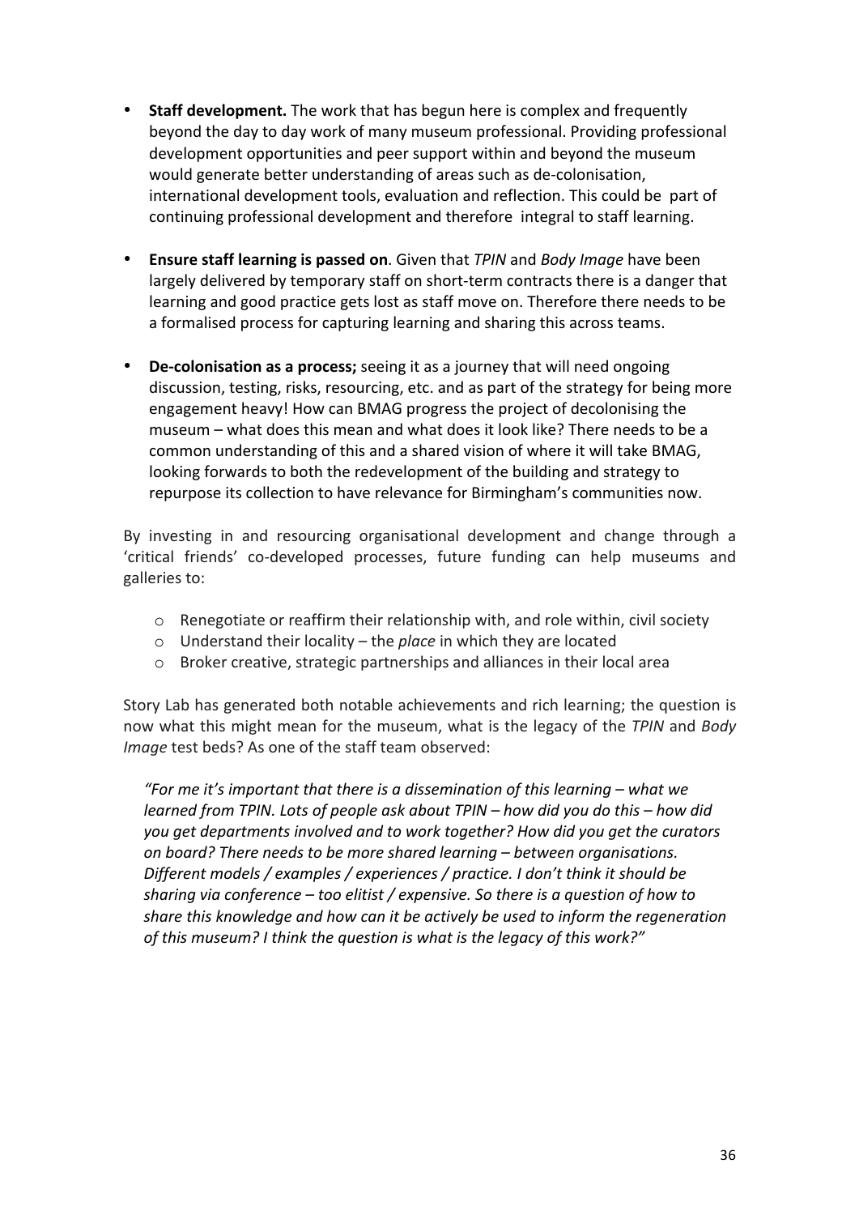- **Staff development.** The work that has begun here is complex and frequently beyond the day to day work of many museum professional. Providing professional development opportunities and peer support within and beyond the museum would generate better understanding of areas such as de-colonisation, international development tools, evaluation and reflection. This could be part of continuing professional development and therefore integral to staff learning.

- **Ensure staff learning is passed on**. Given that *TPIN* and *Body Image* have been largely delivered by temporary staff on short-term contracts there is a danger that learning and good practice gets lost as staff move on. Therefore there needs to be a formalised process for capturing learning and sharing this across teams.

- **De-colonisation as a process;** seeing it as a journey that will need ongoing discussion, testing, risks, resourcing, etc. and as part of the strategy for being more engagement heavy! How can BMAG progress the project of decolonising the museum – what does this mean and what does it look like? There needs to be a common understanding of this and a shared vision of where it will take BMAG, looking forwards to both the redevelopment of the building and strategy to repurpose its collection to have relevance for Birmingham's communities now.

By investing in and resourcing organisational development and change through a 'critical friends' co-developed processes, future funding can help museums and galleries to:

- Renegotiate or reaffirm their relationship with, and role within, civil society
- Understand their locality – the *place* in which they are located
- Broker creative, strategic partnerships and alliances in their local area

Story Lab has generated both notable achievements and rich learning; the question is now what this might mean for the museum, what is the legacy of the *TPIN* and *Body Image* test beds? As one of the staff team observed:

> *"For me it's important that there is a dissemination of this learning – what we learned from TPIN. Lots of people ask about TPIN – how did you do this – how did you get departments involved and to work together? How did you get the curators on board? There needs to be more shared learning – between organisations. Different models / examples / experiences / practice. I don't think it should be sharing via conference – too elitist / expensive. So there is a question of how to share this knowledge and how can it be actively be used to inform the regeneration of this museum? I think the question is what is the legacy of this work?"*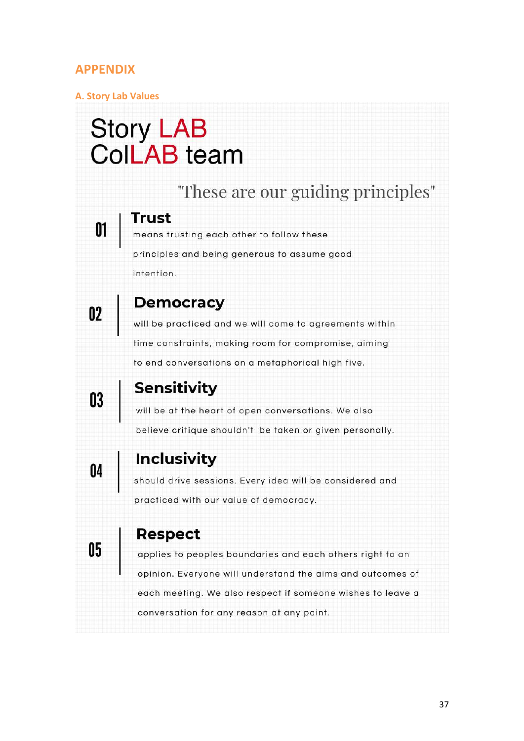## APPENDIX

### A. Story Lab Values

# Story LAB
# ColLAB team

"These are our guiding principles"

**01 | Trust**

means trusting each other to follow these principles and being generous to assume good intention.

**02 | Democracy**

will be practiced and we will come to agreements within time constraints, making room for compromise, aiming to end conversations on a metaphorical high five.

**03 | Sensitivity**

will be at the heart of open conversations. We also believe critique shouldn't be taken or given personally.

**04 | Inclusivity**

should drive sessions. Every idea will be considered and practiced with our value of democracy.

**05 | Respect**

applies to peoples boundaries and each others right to an opinion. Everyone will understand the aims and outcomes of each meeting. We also respect if someone wishes to leave a conversation for any reason at any point.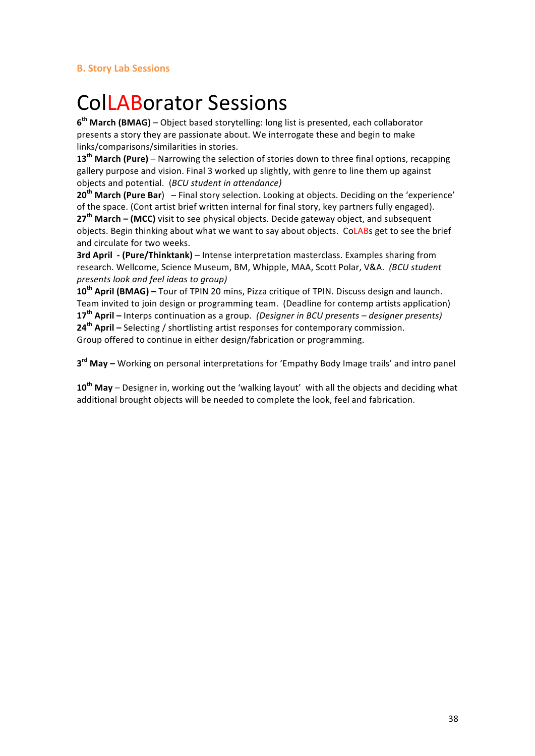B. Story Lab Sessions

# ColLABorator Sessions

**6th March (BMAG)** – Object based storytelling: long list is presented, each collaborator presents a story they are passionate about. We interrogate these and begin to make links/comparisons/similarities in stories.

**13th March (Pure)** – Narrowing the selection of stories down to three final options, recapping gallery purpose and vision. Final 3 worked up slightly, with genre to line them up against objects and potential. *(BCU student in attendance)*

**20th March (Pure Bar)** – Final story selection. Looking at objects. Deciding on the 'experience' of the space. (Cont artist brief written internal for final story, key partners fully engaged).

**27th March – (MCC)** visit to see physical objects. Decide gateway object, and subsequent objects. Begin thinking about what we want to say about objects. CoLABs get to see the brief and circulate for two weeks.

**3rd April - (Pure/Thinktank)** – Intense interpretation masterclass. Examples sharing from research. Wellcome, Science Museum, BM, Whipple, MAA, Scott Polar, V&A. *(BCU student presents look and feel ideas to group)*

**10th April (BMAG) –** Tour of TPIN 20 mins, Pizza critique of TPIN. Discuss design and launch. Team invited to join design or programming team. (Deadline for contemp artists application)

**17th April –** Interps continuation as a group. *(Designer in BCU presents – designer presents)*

**24th April –** Selecting / shortlisting artist responses for contemporary commission. Group offered to continue in either design/fabrication or programming.

**3rd May –** Working on personal interpretations for 'Empathy Body Image trails' and intro panel

**10th May** – Designer in, working out the 'walking layout' with all the objects and deciding what additional brought objects will be needed to complete the look, feel and fabrication.